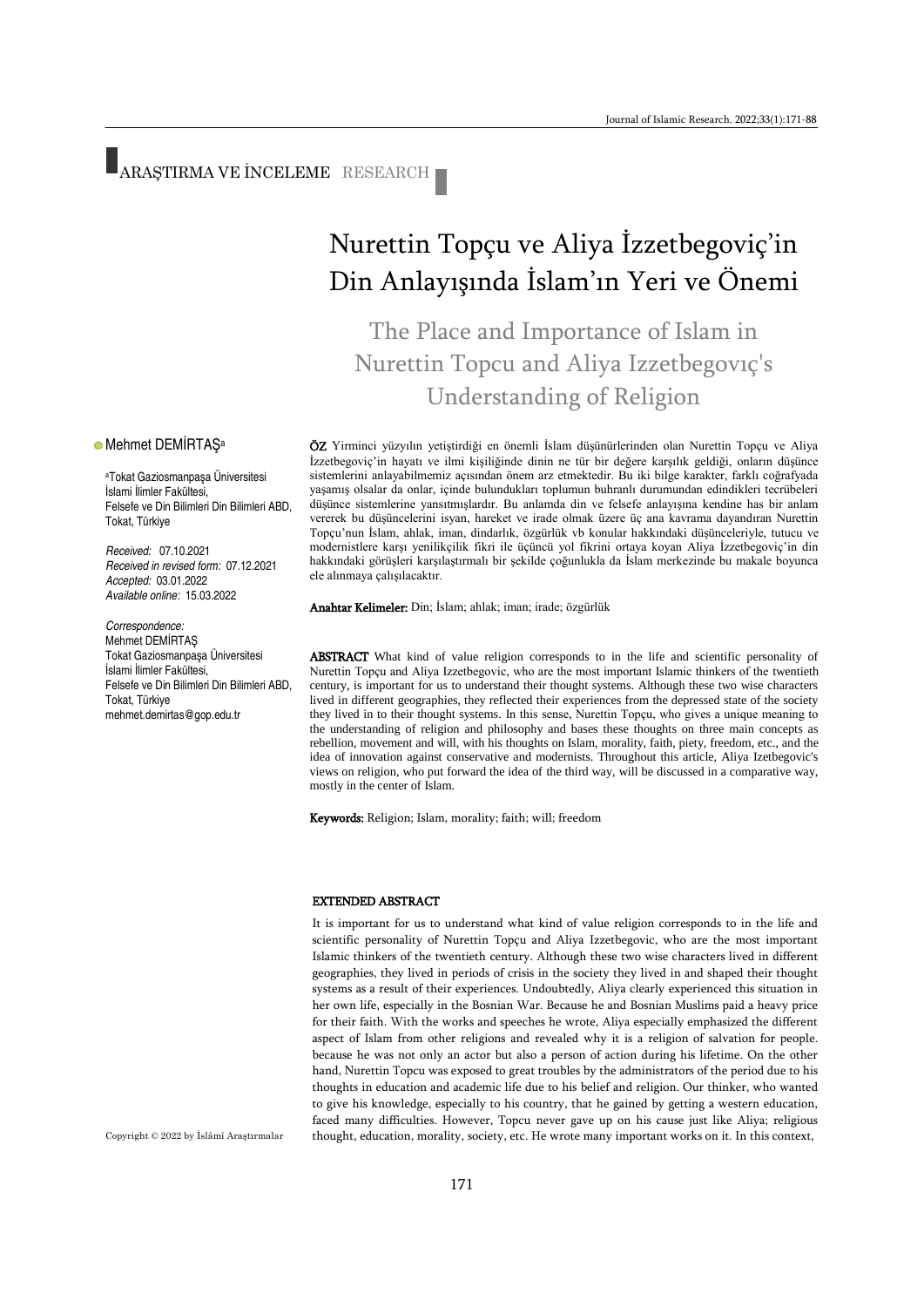ARAŞTIRMA VE İNCELEME RESEARCH

# Nurettin Topçu ve Aliya İzzetbegoviç'in Din Anlayışında İslam'ın Yeri ve Önemi

## The Place and Importance of Islam in Nurettin Topcu and Aliya Izzetbegovıç's Understanding of Religion

Mehmet DEMİRTAŞ[a]

[a]Tokat Gaziosmanpaşa Üniversitesi
İslami İlimler Fakültesi,
Felsefe ve Din Bilimleri Din Bilimleri ABD,
Tokat, Türkiye

*Received:* 07.10.2021
*Received in revised form:* 07.12.2021
*Accepted:* 03.01.2022
*Available online:* 15.03.2022

*Correspondence:*
Mehmet DEMİRTAŞ
Tokat Gaziosmanpaşa Üniversitesi
İslami İlimler Fakültesi,
Felsefe ve Din Bilimleri Din Bilimleri ABD,
Tokat, Türkiye
mehmet.demirtas@gop.edu.tr

**ÖZ** Yirminci yüzyılın yetiştirdiği en önemli İslam düşünürlerinden olan Nurettin Topçu ve Aliya İzzetbegoviç'in hayatı ve ilmi kişiliğinde dinin ne tür bir değere karşılık geldiği, onların düşünce sistemlerini anlayabilmemiz açısından önem arz etmektedir. Bu iki bilge karakter, farklı coğrafyada yaşamış olsalar da onlar, içinde bulundukları toplumun buhranlı durumundan edindikleri tecrübeleri düşünce sistemlerine yansıtmışlardır. Bu anlamda din ve felsefe anlayışına kendine has bir anlam vererek bu düşüncelerini isyan, hareket ve irade olmak üzere üç ana kavrama dayandıran Nurettin Topçu'nun İslam, ahlak, iman, dindarlık, özgürlük vb konular hakkındaki düşünceleriyle, tutucu ve modernistlere karşı yenilikçilik fikri ile üçüncü yol fikrini ortaya koyan Aliya İzzetbegoviç'in din hakkındaki görüşleri karşılaştırmalı bir şekilde çoğunlukla da İslam merkezinde bu makale boyunca ele alınmaya çalışılacaktır.

**Anahtar Kelimeler:** Din; İslam; ahlak; iman; irade; özgürlük

**ABSTRACT** What kind of value religion corresponds to in the life and scientific personality of Nurettin Topçu and Aliya Izzetbegovic, who are the most important Islamic thinkers of the twentieth century, is important for us to understand their thought systems. Although these two wise characters lived in different geographies, they reflected their experiences from the depressed state of the society they lived in to their thought systems. In this sense, Nurettin Topçu, who gives a unique meaning to the understanding of religion and philosophy and bases these thoughts on three main concepts as rebellion, movement and will, with his thoughts on Islam, morality, faith, piety, freedom, etc., and the idea of innovation against conservative and modernists. Throughout this article, Aliya Izetbegovic's views on religion, who put forward the idea of the third way, will be discussed in a comparative way, mostly in the center of Islam.

**Keywords:** Religion; Islam, morality; faith; will; freedom

### EXTENDED ABSTRACT

It is important for us to understand what kind of value religion corresponds to in the life and scientific personality of Nurettin Topçu and Aliya Izzetbegovic, who are the most important Islamic thinkers of the twentieth century. Although these two wise characters lived in different geographies, they lived in periods of crisis in the society they lived in and shaped their thought systems as a result of their experiences. Undoubtedly, Aliya clearly experienced this situation in her own life, especially in the Bosnian War. Because he and Bosnian Muslims paid a heavy price for their faith. With the works and speeches he wrote, Aliya especially emphasized the different aspect of Islam from other religions and revealed why it is a religion of salvation for people. because he was not only an actor but also a person of action during his lifetime. On the other hand, Nurettin Topcu was exposed to great troubles by the administrators of the period due to his thoughts in education and academic life due to his belief and religion. Our thinker, who wanted to give his knowledge, especially to his country, that he gained by getting a western education, faced many difficulties. However, Topcu never gave up on his cause just like Aliya; religious thought, education, morality, society, etc. He wrote many important works on it. In this context,

Copyright © 2022 by İslâmî Araştırmalar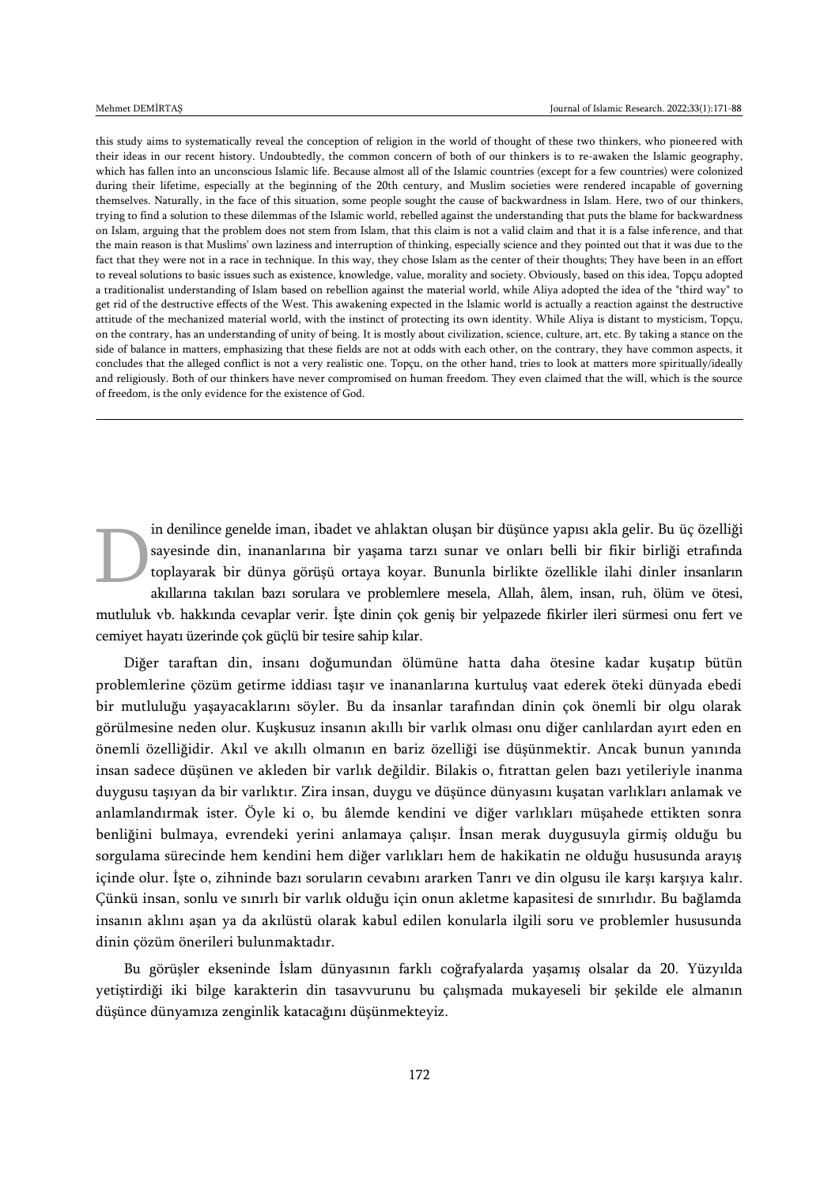this study aims to systematically reveal the conception of religion in the world of thought of these two thinkers, who pioneered with their ideas in our recent history. Undoubtedly, the common concern of both of our thinkers is to re-awaken the Islamic geography, which has fallen into an unconscious Islamic life. Because almost all of the Islamic countries (except for a few countries) were colonized during their lifetime, especially at the beginning of the 20th century, and Muslim societies were rendered incapable of governing themselves. Naturally, in the face of this situation, some people sought the cause of backwardness in Islam. Here, two of our thinkers, trying to find a solution to these dilemmas of the Islamic world, rebelled against the understanding that puts the blame for backwardness on Islam, arguing that the problem does not stem from Islam, that this claim is not a valid claim and that it is a false inference, and that the main reason is that Muslims' own laziness and interruption of thinking, especially science and they pointed out that it was due to the fact that they were not in a race in technique. In this way, they chose Islam as the center of their thoughts; They have been in an effort to reveal solutions to basic issues such as existence, knowledge, value, morality and society. Obviously, based on this idea, Topçu adopted a traditionalist understanding of Islam based on rebellion against the material world, while Aliya adopted the idea of the "third way" to get rid of the destructive effects of the West. This awakening expected in the Islamic world is actually a reaction against the destructive attitude of the mechanized material world, with the instinct of protecting its own identity. While Aliya is distant to mysticism, Topçu, on the contrary, has an understanding of unity of being. It is mostly about civilization, science, culture, art, etc. By taking a stance on the side of balance in matters, emphasizing that these fields are not at odds with each other, on the contrary, they have common aspects, it concludes that the alleged conflict is not a very realistic one. Topçu, on the other hand, tries to look at matters more spiritually/ideally and religiously. Both of our thinkers have never compromised on human freedom. They even claimed that the will, which is the source of freedom, is the only evidence for the existence of God.

---

Din denilince genelde iman, ibadet ve ahlaktan oluşan bir düşünce yapısı akla gelir. Bu üç özelliği sayesinde din, inananlarına bir yaşama tarzı sunar ve onları belli bir fikir birliği etrafında toplayarak bir dünya görüşü ortaya koyar. Bununla birlikte özellikle ilahi dinler insanların akıllarına takılan bazı sorulara ve problemlere mesela, Allah, âlem, insan, ruh, ölüm ve ötesi, mutluluk vb. hakkında cevaplar verir. İşte dinin çok geniş bir yelpazede fikirler ileri sürmesi onu fert ve cemiyet hayatı üzerinde çok güçlü bir tesire sahip kılar.

Diğer taraftan din, insanı doğumundan ölümüne hatta daha ötesine kadar kuşatıp bütün problemlerine çözüm getirme iddiası taşır ve inananlarına kurtuluş vaat ederek öteki dünyada ebedi bir mutluluğu yaşayacaklarını söyler. Bu da insanlar tarafından dinin çok önemli bir olgu olarak görülmesine neden olur. Kuşkusuz insanın akıllı bir varlık olması onu diğer canlılardan ayırt eden en önemli özelliğidir. Akıl ve akıllı olmanın en bariz özelliği ise düşünmektir. Ancak bunun yanında insan sadece düşünen ve akleden bir varlık değildir. Bilakis o, fıtrattan gelen bazı yetileriyle inanma duygusu taşıyan da bir varlıktır. Zira insan, duygu ve düşünce dünyasını kuşatan varlıkları anlamak ve anlamlandırmak ister. Öyle ki o, bu âlemde kendini ve diğer varlıkları müşahede ettikten sonra benliğini bulmaya, evrendeki yerini anlamaya çalışır. İnsan merak duygusuyla girmiş olduğu bu sorgulama sürecinde hem kendini hem diğer varlıkları hem de hakikatin ne olduğu hususunda arayış içinde olur. İşte o, zihninde bazı soruların cevabını ararken Tanrı ve din olgusu ile karşı karşıya kalır. Çünkü insan, sonlu ve sınırlı bir varlık olduğu için onun akletme kapasitesi de sınırlıdır. Bu bağlamda insanın aklını aşan ya da akılüstü olarak kabul edilen konularla ilgili soru ve problemler hususunda dinin çözüm önerileri bulunmaktadır.

Bu görüşler ekseninde İslam dünyasının farklı coğrafyalarda yaşamış olsalar da 20. Yüzyılda yetiştirdiği iki bilge karakterin din tasavvurunu bu çalışmada mukayeseli bir şekilde ele almanın düşünce dünyamıza zenginlik katacağını düşünmekteyiz.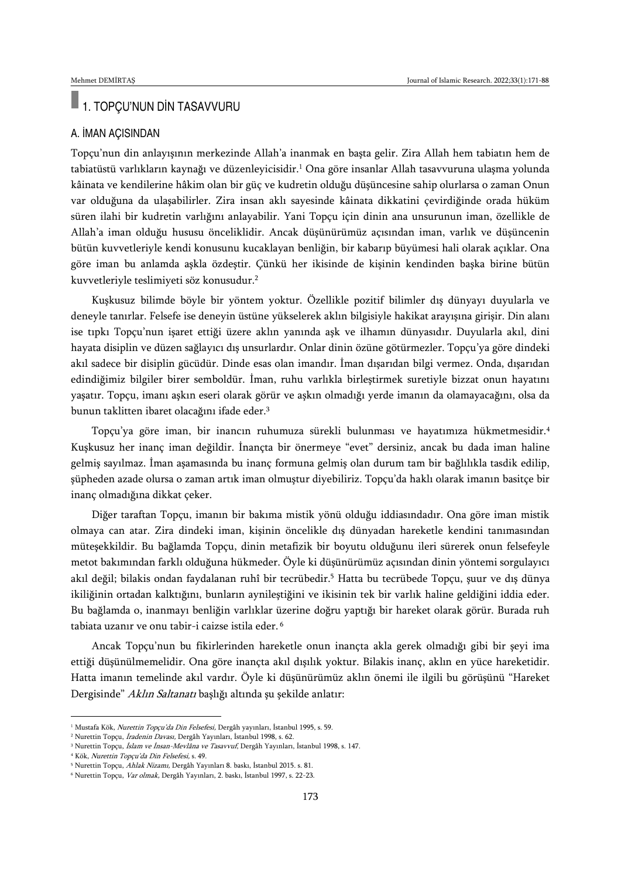# 1. TOPÇU'NUN DİN TASAVVURU

## A. İMAN AÇISINDAN

Topçu'nun din anlayışının merkezinde Allah'a inanmak en başta gelir. Zira Allah hem tabiatın hem de tabiatüstü varlıkların kaynağı ve düzenleyicisidir.[1] Ona göre insanlar Allah tasavvuruna ulaşma yolunda kâinata ve kendilerine hâkim olan bir güç ve kudretin olduğu düşüncesine sahip olurlarsa o zaman Onun var olduğuna da ulaşabilirler. Zira insan aklı sayesinde kâinata dikkatini çevirdiğinde orada hüküm süren ilahi bir kudretin varlığını anlayabilir. Yani Topçu için dinin ana unsurunun iman, özellikle de Allah'a iman olduğu hususu önceliklidir. Ancak düşünürümüz açısından iman, varlık ve düşüncenin bütün kuvvetleriyle kendi konusunu kucaklayan benliğin, bir kabarıp büyümesi hali olarak açıklar. Ona göre iman bu anlamda aşkla özdeştir. Çünkü her ikisinde de kişinin kendinden başka birine bütün kuvvetleriyle teslimiyeti söz konusudur.[2]

Kuşkusuz bilimde böyle bir yöntem yoktur. Özellikle pozitif bilimler dış dünyayı duyularla ve deneyle tanırlar. Felsefe ise deneyin üstüne yükselerek aklın bilgisiyle hakikat arayışına girişir. Din alanı ise tıpkı Topçu'nun işaret ettiği üzere aklın yanında aşk ve ilhamın dünyasıdır. Duyularla akıl, dini hayata disiplin ve düzen sağlayıcı dış unsurlardır. Onlar dinin özüne götürmezler. Topçu'ya göre dindeki akıl sadece bir disiplin gücüdür. Dinde esas olan imandır. İman dışarıdan bilgi vermez. Onda, dışarıdan edindiğimiz bilgiler birer semboldür. İman, ruhu varlıkla birleştirmek suretiyle bizzat onun hayatını yaşatır. Topçu, imanı aşkın eseri olarak görür ve aşkın olmadığı yerde imanın da olamayacağını, olsa da bunun taklitten ibaret olacağını ifade eder.[3]

Topçu'ya göre iman, bir inancın ruhumuza sürekli bulunması ve hayatımıza hükmetmesidir.[4] Kuşkusuz her inanç iman değildir. İnançta bir önermeye "evet" dersiniz, ancak bu dada iman haline gelmiş sayılmaz. İman aşamasında bu inanç formuna gelmiş olan durum tam bir bağlılıkla tasdik edilip, şüpheden azade olursa o zaman artık iman olmuştur diyebiliriz. Topçu'da haklı olarak imanın basitçe bir inanç olmadığına dikkat çeker.

Diğer taraftan Topçu, imanın bir bakıma mistik yönü olduğu iddiasındadır. Ona göre iman mistik olmaya can atar. Zira dindeki iman, kişinin öncelikle dış dünyadan hareketle kendini tanımasından müteşekkildir. Bu bağlamda Topçu, dinin metafizik bir boyutu olduğunu ileri sürerek onun felsefeyle metot bakımından farklı olduğuna hükmeder. Öyle ki düşünürümüz açısından dinin yöntemi sorgulayıcı akıl değil; bilakis ondan faydalanan ruhî bir tecrübedir.[5] Hatta bu tecrübede Topçu, şuur ve dış dünya ikiliğinin ortadan kalktığını, bunların aynileştiğini ve ikisinin tek bir varlık haline geldiğini iddia eder. Bu bağlamda o, inanmayı benliğin varlıklar üzerine doğru yaptığı bir hareket olarak görür. Burada ruh tabiata uzanır ve onu tabir-i caizse istila eder.[6]

Ancak Topçu'nun bu fikirlerinden hareketle onun inançta akla gerek olmadığı gibi bir şeyi ima ettiği düşünülmemelidir. Ona göre inançta akıl dışılık yoktur. Bilakis inanç, aklın en yüce hareketidir. Hatta imanın temelinde akıl vardır. Öyle ki düşünürümüz aklın önemi ile ilgili bu görüşünü "Hareket Dergisinde" *Aklın Saltanatı* başlığı altında şu şekilde anlatır:

---

[1] Mustafa Kök, *Nurettin Topçu'da Din Felsefesi*, Dergâh yayınları, İstanbul 1995, s. 59.

[2] Nurettin Topçu, *İradenin Davası*, Dergâh Yayınları, İstanbul 1998, s. 62.

[3] Nurettin Topçu, *İslam ve İnsan-Mevlâna ve Tasavvuf*, Dergâh Yayınları, İstanbul 1998, s. 147.

[4] Kök, *Nurettin Topçu'da Din Felsefesi*, s. 49.

[5] Nurettin Topçu, *Ahlak Nizamı*, Dergâh Yayınları 8. baskı, İstanbul 2015. s. 81.

[6] Nurettin Topçu, *Var olmak*, Dergâh Yayınları, 2. baskı, İstanbul 1997, s. 22-23.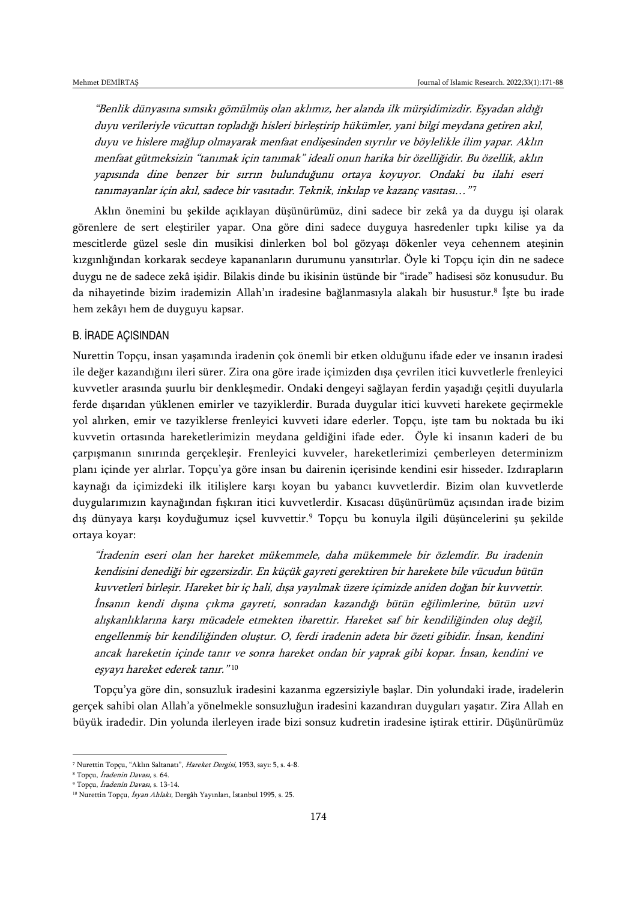*"Benlik dünyasına sımsıkı gömülmüş olan aklımız, her alanda ilk mürşidimizdir. Eşyadan aldığı duyu verileriyle vücuttan topladığı hisleri birleştirip hükümler, yani bilgi meydana getiren akıl, duyu ve hislere mağlup olmayarak menfaat endişesinden sıyrılır ve böylelikle ilim yapar. Aklın menfaat gütmeksizin "tanımak için tanımak" ideali onun harika bir özelliğidir. Bu özellik, aklın yapısında dine benzer bir sırrın bulunduğunu ortaya koyuyor. Ondaki bu ilahi eseri tanımayanlar için akıl, sadece bir vasıtadır. Teknik, inkılap ve kazanç vasıtası…"*[7]

Aklın önemini bu şekilde açıklayan düşünürümüz, dini sadece bir zekâ ya da duygu işi olarak görenlere de sert eleştiriler yapar. Ona göre dini sadece duyguya hasredenler tıpkı kilise ya da mescitlerde güzel sesle din musikisi dinlerken bol bol gözyaşı dökenler veya cehennem ateşinin kızgınlığından korkarak secdeye kapananların durumunu yansıtırlar. Öyle ki Topçu için din ne sadece duygu ne de sadece zekâ işidir. Bilakis dinde bu ikisinin üstünde bir "irade" hadisesi söz konusudur. Bu da nihayetinde bizim irademizin Allah'ın iradesine bağlanmasıyla alakalı bir husustur.[8] İşte bu irade hem zekâyı hem de duyguyu kapsar.

## B. İRADE AÇISINDAN

Nurettin Topçu, insan yaşamında iradenin çok önemli bir etken olduğunu ifade eder ve insanın iradesi ile değer kazandığını ileri sürer. Zira ona göre irade içimizden dışa çevrilen itici kuvvetlerle frenleyici kuvvetler arasında şuurlu bir denkleşmedir. Ondaki dengeyi sağlayan ferdin yaşadığı çeşitli duyularla ferde dışarıdan yüklenen emirler ve tazyiklerdir. Burada duygular itici kuvveti harekete geçirmekle yol alırken, emir ve tazyiklerse frenleyici kuvveti idare ederler. Topçu, işte tam bu noktada bu iki kuvvetin ortasında hareketlerimizin meydana geldiğini ifade eder. Öyle ki insanın kaderi de bu çarpışmanın sınırında gerçekleşir. Frenleyici kuvveler, hareketlerimizi çemberleyen determinizm planı içinde yer alırlar. Topçu'ya göre insan bu dairenin içerisinde kendini esir hisseder. Izdırapların kaynağı da içimizdeki ilk itilişlere karşı koyan bu yabancı kuvvetlerdir. Bizim olan kuvvetlerde duygularımızın kaynağından fışkıran itici kuvvetlerdir. Kısacası düşünürümüz açısından irade bizim dış dünyaya karşı koyduğumuz içsel kuvvettir.[9] Topçu bu konuyla ilgili düşüncelerini şu şekilde ortaya koyar:

*"İradenin eseri olan her hareket mükemmele, daha mükemmele bir özlemdir. Bu iradenin kendisini denediği bir egzersizdir. En küçük gayreti gerektiren bir harekete bile vücudun bütün kuvvetleri birleşir. Hareket bir iç hali, dışa yayılmak üzere içimizde aniden doğan bir kuvvettir. İnsanın kendi dışına çıkma gayreti, sonradan kazandığı bütün eğilimlerine, bütün uzvi alışkanlıklarına karşı mücadele etmekten ibarettir. Hareket saf bir kendiliğinden oluş değil, engellenmiş bir kendiliğinden oluştur. O, ferdi iradenin adeta bir özeti gibidir. İnsan, kendini ancak hareketin içinde tanır ve sonra hareket ondan bir yaprak gibi kopar. İnsan, kendini ve eşyayı hareket ederek tanır."*[10]

Topçu'ya göre din, sonsuzluk iradesini kazanma egzersiziyle başlar. Din yolundaki irade, iradelerin gerçek sahibi olan Allah'a yönelmekle sonsuzluğun iradesini kazandıran duyguları yaşatır. Zira Allah en büyük iradedir. Din yolunda ilerleyen irade bizi sonsuz kudretin iradesine iştirak ettirir. Düşünürümüz

---

[7] Nurettin Topçu, "Aklın Saltanatı", *Hareket Dergisi*, 1953, sayı: 5, s. 4-8.

[8] Topçu, *İradenin Davası*, s. 64.

[9] Topçu, *İradenin Davası*, s. 13-14.

[10] Nurettin Topçu, *İsyan Ahlakı*, Dergâh Yayınları, İstanbul 1995, s. 25.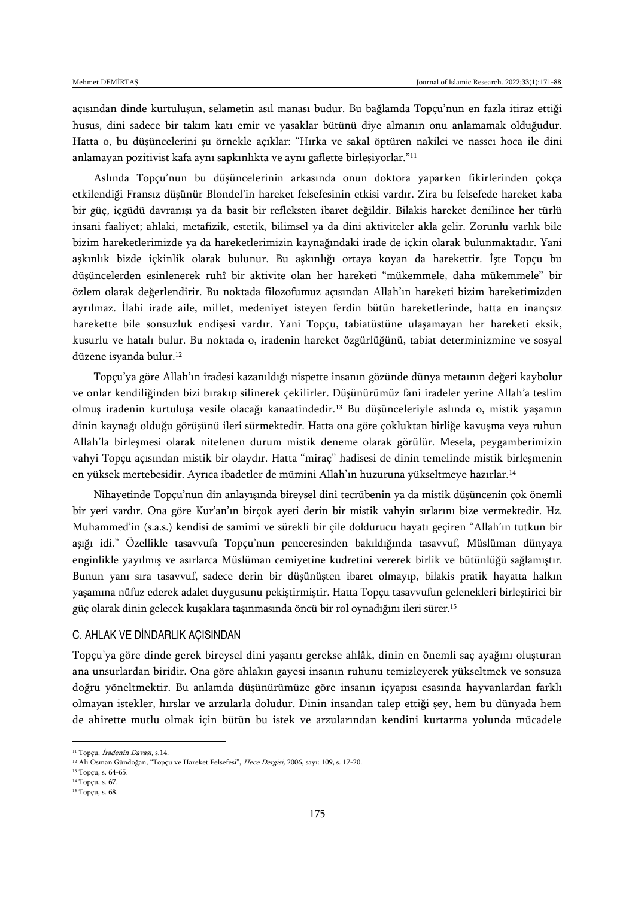açısından dinde kurtuluşun, selametin asıl manası budur. Bu bağlamda Topçu'nun en fazla itiraz ettiği husus, dini sadece bir takım katı emir ve yasaklar bütünü diye almanın onu anlamamak olduğudur. Hatta o, bu düşüncelerini şu örnekle açıklar: "Hırka ve sakal öptüren nakilci ve nasscı hoca ile dini anlamayan pozitivist kafa aynı sapkınlıkta ve aynı gaflette birleşiyorlar."[11]

Aslında Topçu'nun bu düşüncelerinin arkasında onun doktora yaparken fikirlerinden çokça etkilendiği Fransız düşünür Blondel'in hareket felsefesinin etkisi vardır. Zira bu felsefede hareket kaba bir güç, içgüdü davranışı ya da basit bir refleksten ibaret değildir. Bilakis hareket denilince her türlü insani faaliyet; ahlaki, metafizik, estetik, bilimsel ya da dini aktiviteler akla gelir. Zorunlu varlık bile bizim hareketlerimizde ya da hareketlerimizin kaynağındaki irade de içkin olarak bulunmaktadır. Yani aşkınlık bizde içkinlik olarak bulunur. Bu aşkınlığı ortaya koyan da harekettir. İşte Topçu bu düşüncelerden esinlenerek ruhî bir aktivite olan her hareketi "mükemmele, daha mükemmele" bir özlem olarak değerlendirir. Bu noktada filozofumuz açısından Allah'ın hareketi bizim hareketimizden ayrılmaz. İlahi irade aile, millet, medeniyet isteyen ferdin bütün hareketlerinde, hatta en inançsız harekette bile sonsuzluk endişesi vardır. Yani Topçu, tabiatüstüne ulaşamayan her hareketi eksik, kusurlu ve hatalı bulur. Bu noktada o, iradenin hareket özgürlüğünü, tabiat determinizmine ve sosyal düzene isyanda bulur.[12]

Topçu'ya göre Allah'ın iradesi kazanıldığı nispette insanın gözünde dünya metaının değeri kaybolur ve onlar kendiliğinden bizi bırakıp silinerek çekilirler. Düşünürümüz fani iradeler yerine Allah'a teslim olmuş iradenin kurtuluşa vesile olacağı kanaatindedir.[13] Bu düşünceleriyle aslında o, mistik yaşamın dinin kaynağı olduğu görüşünü ileri sürmektedir. Hatta ona göre çokluktan birliğe kavuşma veya ruhun Allah'la birleşmesi olarak nitelenen durum mistik deneme olarak görülür. Mesela, peygamberimizin vahyi Topçu açısından mistik bir olaydır. Hatta "miraç" hadisesi de dinin temelinde mistik birleşmenin en yüksek mertebesidir. Ayrıca ibadetler de mümini Allah'ın huzuruna yükseltmeye hazırlar.[14]

Nihayetinde Topçu'nun din anlayışında bireysel dini tecrübenin ya da mistik düşüncenin çok önemli bir yeri vardır. Ona göre Kur'an'ın birçok ayeti derin bir mistik vahyin sırlarını bize vermektedir. Hz. Muhammed'in (s.a.s.) kendisi de samimi ve sürekli bir çile doldurucu hayatı geçiren "Allah'ın tutkun bir aşığı idi." Özellikle tasavvufa Topçu'nun penceresinden bakıldığında tasavvuf, Müslüman dünyaya enginlikle yayılmış ve asırlarca Müslüman cemiyetine kudretini vererek birlik ve bütünlüğü sağlamıştır. Bunun yanı sıra tasavvuf, sadece derin bir düşünüşten ibaret olmayıp, bilakis pratik hayatta halkın yaşamına nüfuz ederek adalet duygusunu pekiştirmiştir. Hatta Topçu tasavvufun gelenekleri birleştirici bir güç olarak dinin gelecek kuşaklara taşınmasında öncü bir rol oynadığını ileri sürer.[15]

### C. AHLAK VE DİNDARLIK AÇISINDAN

Topçu'ya göre dinde gerek bireysel dini yaşantı gerekse ahlâk, dinin en önemli saç ayağını oluşturan ana unsurlardan biridir. Ona göre ahlakın gayesi insanın ruhunu temizleyerek yükseltmek ve sonsuza doğru yöneltmektir. Bu anlamda düşünürümüze göre insanın içyapısı esasında hayvanlardan farklı olmayan istekler, hırslar ve arzularla doludur. Dinin insandan talep ettiği şey, hem bu dünyada hem de ahirette mutlu olmak için bütün bu istek ve arzularından kendini kurtarma yolunda mücadele

---

[11] Topçu, *İradenin Davası*, s.14.

[12] Ali Osman Gündoğan, "Topçu ve Hareket Felsefesi", *Hece Dergisi*, 2006, sayı: 109, s. 17-20.

[13] Topçu, s. 64-65.

[14] Topçu, s. 67.

[15] Topçu, s. 68.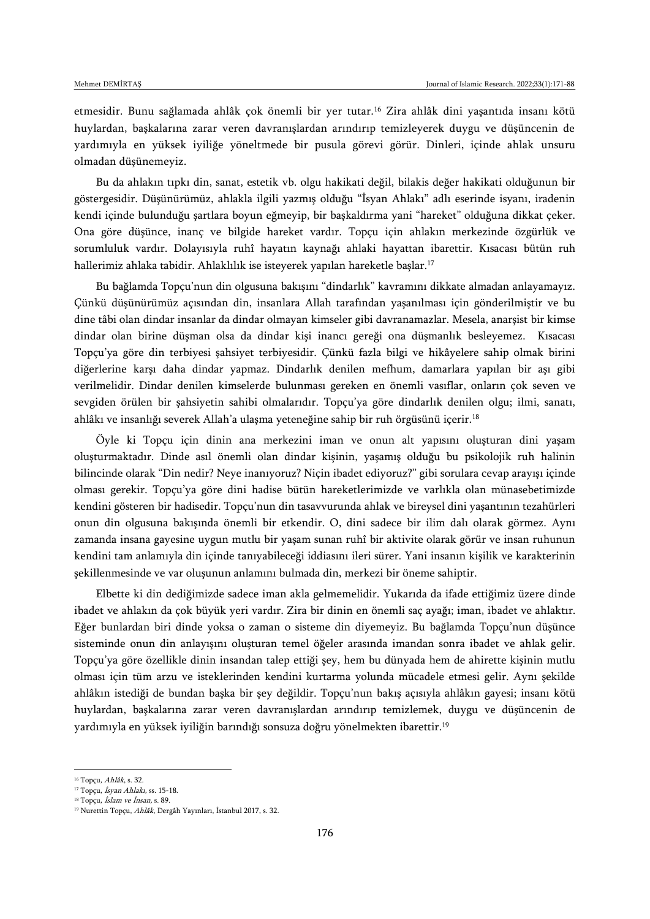etmesidir. Bunu sağlamada ahlâk çok önemli bir yer tutar.[16] Zira ahlâk dini yaşantıda insanı kötü huylardan, başkalarına zarar veren davranışlardan arındırıp temizleyerek duygu ve düşüncenin de yardımıyla en yüksek iyiliğe yöneltmede bir pusula görevi görür. Dinleri, içinde ahlak unsuru olmadan düşünemeyiz.

Bu da ahlakın tıpkı din, sanat, estetik vb. olgu hakikati değil, bilakis değer hakikati olduğunun bir göstergesidir. Düşünürümüz, ahlakla ilgili yazmış olduğu "İsyan Ahlakı" adlı eserinde isyanı, iradenin kendi içinde bulunduğu şartlara boyun eğmeyip, bir başkaldırma yani "hareket" olduğuna dikkat çeker. Ona göre düşünce, inanç ve bilgide hareket vardır. Topçu için ahlakın merkezinde özgürlük ve sorumluluk vardır. Dolayısıyla ruhî hayatın kaynağı ahlaki hayattan ibarettir. Kısacası bütün ruh hallerimiz ahlaka tabidir. Ahlaklılık ise isteyerek yapılan hareketle başlar.[17]

Bu bağlamda Topçu'nun din olgusuna bakışını "dindarlık" kavramını dikkate almadan anlayamayız. Çünkü düşünürümüz açısından din, insanlara Allah tarafından yaşanılması için gönderilmiştir ve bu dine tâbi olan dindar insanlar da dindar olmayan kimseler gibi davranamazlar. Mesela, anarşist bir kimse dindar olan birine düşman olsa da dindar kişi inancı gereği ona düşmanlık besleyemez. Kısacası Topçu'ya göre din terbiyesi şahsiyet terbiyesidir. Çünkü fazla bilgi ve hikâyelere sahip olmak birini diğerlerine karşı daha dindar yapmaz. Dindarlık denilen mefhum, damarlara yapılan bir aşı gibi verilmelidir. Dindar denilen kimselerde bulunması gereken en önemli vasıflar, onların çok seven ve sevgiden örülen bir şahsiyetin sahibi olmalarıdır. Topçu'ya göre dindarlık denilen olgu; ilmi, sanatı, ahlâkı ve insanlığı severek Allah'a ulaşma yeteneğine sahip bir ruh örgüsünü içerir.[18]

Öyle ki Topçu için dinin ana merkezini iman ve onun alt yapısını oluşturan dini yaşam oluşturmaktadır. Dinde asıl önemli olan dindar kişinin, yaşamış olduğu bu psikolojik ruh halinin bilincinde olarak "Din nedir? Neye inanıyoruz? Niçin ibadet ediyoruz?" gibi sorulara cevap arayışı içinde olması gerekir. Topçu'ya göre dini hadise bütün hareketlerimizde ve varlıkla olan münasebetimizde kendini gösteren bir hadisedir. Topçu'nun din tasavvurunda ahlak ve bireysel dini yaşantının tezahürleri onun din olgusuna bakışında önemli bir etkendir. O, dini sadece bir ilim dalı olarak görmez. Aynı zamanda insana gayesine uygun mutlu bir yaşam sunan ruhî bir aktivite olarak görür ve insan ruhunun kendini tam anlamıyla din içinde tanıyabileceği iddiasını ileri sürer. Yani insanın kişilik ve karakterinin şekillenmesinde ve var oluşunun anlamını bulmada din, merkezi bir öneme sahiptir.

Elbette ki din dediğimizde sadece iman akla gelmemelidir. Yukarıda da ifade ettiğimiz üzere dinde ibadet ve ahlakın da çok büyük yeri vardır. Zira bir dinin en önemli saç ayağı; iman, ibadet ve ahlaktır. Eğer bunlardan biri dinde yoksa o zaman o sisteme din diyemeyiz. Bu bağlamda Topçu'nun düşünce sisteminde onun din anlayışını oluşturan temel öğeler arasında imandan sonra ibadet ve ahlak gelir. Topçu'ya göre özellikle dinin insandan talep ettiği şey, hem bu dünyada hem de ahirette kişinin mutlu olması için tüm arzu ve isteklerinden kendini kurtarma yolunda mücadele etmesi gelir. Aynı şekilde ahlâkın istediği de bundan başka bir şey değildir. Topçu'nun bakış açısıyla ahlâkın gayesi; insanı kötü huylardan, başkalarına zarar veren davranışlardan arındırıp temizlemek, duygu ve düşüncenin de yardımıyla en yüksek iyiliğin barındığı sonsuza doğru yönelmekten ibarettir.[19]

---

[16] Topçu, *Ahlâk*, s. 32.

[17] Topçu, *İsyan Ahlakı*, ss. 15-18.

[18] Topçu, *İslam ve İnsan*, s. 89.

[19] Nurettin Topçu, *Ahlâk*, Dergâh Yayınları, İstanbul 2017, s. 32.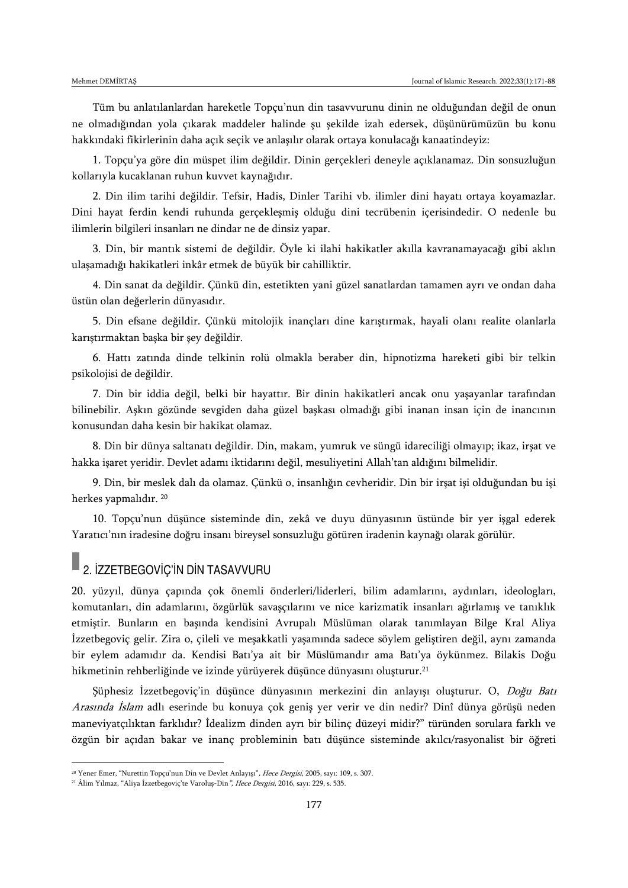Tüm bu anlatılanlardan hareketle Topçu'nun din tasavvurunu dinin ne olduğundan değil de onun ne olmadığından yola çıkarak maddeler halinde şu şekilde izah edersek, düşünürümüzün bu konu hakkındaki fikirlerinin daha açık seçik ve anlaşılır olarak ortaya konulacağı kanaatindeyiz:

1. Topçu'ya göre din müspet ilim değildir. Dinin gerçekleri deneyle açıklanamaz. Din sonsuzluğun kollarıyla kucaklanan ruhun kuvvet kaynağıdır.

2. Din ilim tarihi değildir. Tefsir, Hadis, Dinler Tarihi vb. ilimler dini hayatı ortaya koyamazlar. Dini hayat ferdin kendi ruhunda gerçekleşmiş olduğu dini tecrübenin içerisindedir. O nedenle bu ilimlerin bilgileri insanları ne dindar ne de dinsiz yapar.

3. Din, bir mantık sistemi de değildir. Öyle ki ilahi hakikatler akılla kavranamayacağı gibi aklın ulaşamadığı hakikatleri inkâr etmek de büyük bir cahilliktir.

4. Din sanat da değildir. Çünkü din, estetikten yani güzel sanatlardan tamamen ayrı ve ondan daha üstün olan değerlerin dünyasıdır.

5. Din efsane değildir. Çünkü mitolojik inançları dine karıştırmak, hayali olanı realite olanlarla karıştırmaktan başka bir şey değildir.

6. Hattı zatında dinde telkinin rolü olmakla beraber din, hipnotizma hareketi gibi bir telkin psikolojisi de değildir.

7. Din bir iddia değil, belki bir hayattır. Bir dinin hakikatleri ancak onu yaşayanlar tarafından bilinebilir. Aşkın gözünde sevgiden daha güzel başkası olmadığı gibi inanan insan için de inancının konusundan daha kesin bir hakikat olamaz.

8. Din bir dünya saltanatı değildir. Din, makam, yumruk ve süngü idareciliği olmayıp; ikaz, irşat ve hakka işaret yeridir. Devlet adamı iktidarını değil, mesuliyetini Allah'tan aldığını bilmelidir.

9. Din, bir meslek dalı da olamaz. Çünkü o, insanlığın cevheridir. Din bir irşat işi olduğundan bu işi herkes yapmalıdır. [20]

10. Topçu'nun düşünce sisteminde din, zekâ ve duyu dünyasının üstünde bir yer işgal ederek Yaratıcı'nın iradesine doğru insanı bireysel sonsuzluğu götüren iradenin kaynağı olarak görülür.

## 2. İZZETBEGOVİÇ'İN DİN TASAVVURU

20. yüzyıl, dünya çapında çok önemli önderleri/liderleri, bilim adamlarını, aydınları, ideologları, komutanları, din adamlarını, özgürlük savaşçılarını ve nice karizmatik insanları ağırlamış ve tanıklık etmiştir. Bunların en başında kendisini Avrupalı Müslüman olarak tanımlayan Bilge Kral Aliya İzzetbegoviç gelir. Zira o, çileli ve meşakkatli yaşamında sadece söylem geliştiren değil, aynı zamanda bir eylem adamıdır da. Kendisi Batı'ya ait bir Müslümandır ama Batı'ya öykünmez. Bilakis Doğu hikmetinin rehberliğinde ve izinde yürüyerek düşünce dünyasını oluşturur.[21]

Şüphesiz İzzetbegoviç'in düşünce dünyasının merkezini din anlayışı oluşturur. O, *Doğu Batı Arasında İslam* adlı eserinde bu konuya çok geniş yer verir ve din nedir? Dinî dünya görüşü neden maneviyatçılıktan farklıdır? İdealizm dinden ayrı bir bilinç düzeyi midir?" türünden sorulara farklı ve özgün bir açıdan bakar ve inanç probleminin batı düşünce sisteminde akılcı/rasyonalist bir öğreti

---

[20] Yener Emer, "Nurettin Topçu'nun Din ve Devlet Anlayışı", *Hece Dergisi*, 2005, sayı: 109, s. 307.

[21] Âlim Yılmaz, "Aliya İzzetbegoviç'te Varoluş-Din", *Hece Dergisi*, 2016, sayı: 229, s. 535.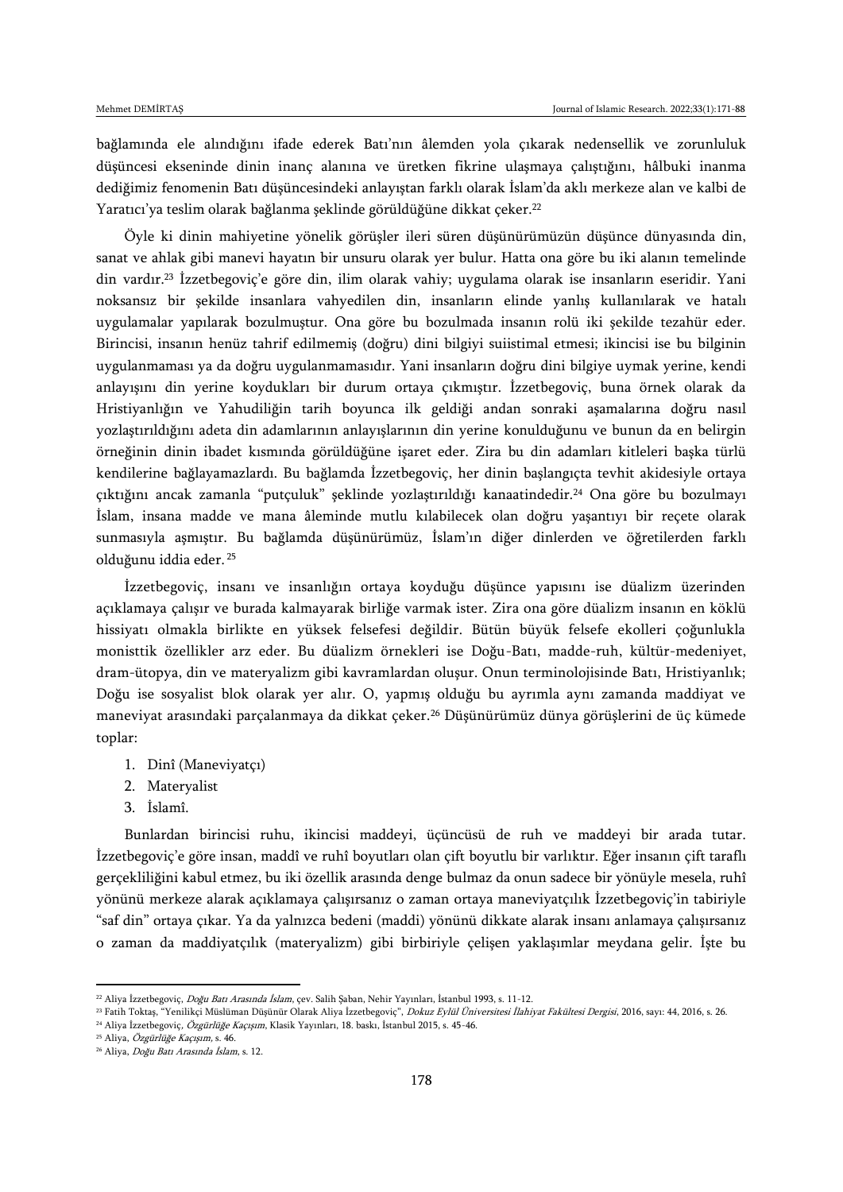bağlamında ele alındığını ifade ederek Batı'nın âlemden yola çıkarak nedensellik ve zorunluluk düşüncesi ekseninde dinin inanç alanına ve üretken fikrine ulaşmaya çalıştığını, hâlbuki inanma dediğimiz fenomenin Batı düşüncesindeki anlayıştan farklı olarak İslam'da aklı merkeze alan ve kalbi de Yaratıcı'ya teslim olarak bağlanma şeklinde görüldüğüne dikkat çeker.[22]

Öyle ki dinin mahiyetine yönelik görüşler ileri süren düşünürümüzün düşünce dünyasında din, sanat ve ahlak gibi manevi hayatın bir unsuru olarak yer bulur. Hatta ona göre bu iki alanın temelinde din vardır.[23] İzzetbegoviç'e göre din, ilim olarak vahiy; uygulama olarak ise insanların eseridir. Yani noksansız bir şekilde insanlara vahyedilen din, insanların elinde yanlış kullanılarak ve hatalı uygulamalar yapılarak bozulmuştur. Ona göre bu bozulmada insanın rolü iki şekilde tezahür eder. Birincisi, insanın henüz tahrif edilmemiş (doğru) dini bilgiyi suiistimal etmesi; ikincisi ise bu bilginin uygulanmaması ya da doğru uygulanmamasıdır. Yani insanların doğru dini bilgiye uymak yerine, kendi anlayışını din yerine koydukları bir durum ortaya çıkmıştır. İzzetbegoviç, buna örnek olarak da Hristiyanlığın ve Yahudiliğin tarih boyunca ilk geldiği andan sonraki aşamalarına doğru nasıl yozlaştırıldığını adeta din adamlarının anlayışlarının din yerine konulduğunu ve bunun da en belirgin örneğinin dinin ibadet kısmında görüldüğüne işaret eder. Zira bu din adamları kitleleri başka türlü kendilerine bağlayamazlardı. Bu bağlamda İzzetbegoviç, her dinin başlangıçta tevhit akidesiyle ortaya çıktığını ancak zamanla "putçuluk" şeklinde yozlaştırıldığı kanaatindedir.[24] Ona göre bu bozulmayı İslam, insana madde ve mana âleminde mutlu kılabilecek olan doğru yaşantıyı bir reçete olarak sunmasıyla aşmıştır. Bu bağlamda düşünürümüz, İslam'ın diğer dinlerden ve öğretilerden farklı olduğunu iddia eder.[25]

İzzetbegoviç, insanı ve insanlığın ortaya koyduğu düşünce yapısını ise düalizm üzerinden açıklamaya çalışır ve burada kalmayarak birliğe varmak ister. Zira ona göre düalizm insanın en köklü hissiyatı olmakla birlikte en yüksek felsefesi değildir. Bütün büyük felsefe ekolleri çoğunlukla monisttik özellikler arz eder. Bu düalizm örnekleri ise Doğu-Batı, madde-ruh, kültür-medeniyet, dram-ütopya, din ve materyalizm gibi kavramlardan oluşur. Onun terminolojisinde Batı, Hristiyanlık; Doğu ise sosyalist blok olarak yer alır. O, yapmış olduğu bu ayrımla aynı zamanda maddiyat ve maneviyat arasındaki parçalanmaya da dikkat çeker.[26] Düşünürümüz dünya görüşlerini de üç kümede toplar:

1. Dinî (Maneviyatçı)
2. Materyalist
3. İslamî.

Bunlardan birincisi ruhu, ikincisi maddeyi, üçüncüsü de ruh ve maddeyi bir arada tutar. İzzetbegoviç'e göre insan, maddî ve ruhî boyutları olan çift boyutlu bir varlıktır. Eğer insanın çift taraflı gerçekliliğini kabul etmez, bu iki özellik arasında denge bulmaz da onun sadece bir yönüyle mesela, ruhî yönünü merkeze alarak açıklamaya çalışırsanız o zaman ortaya maneviyatçılık İzzetbegoviç'in tabiriyle "saf din" ortaya çıkar. Ya da yalnızca bedeni (maddi) yönünü dikkate alarak insanı anlamaya çalışırsanız o zaman da maddiyatçılık (materyalizm) gibi birbiriyle çelişen yaklaşımlar meydana gelir. İşte bu

---

[22] Aliya İzzetbegoviç, *Doğu Batı Arasında İslam*, çev. Salih Şaban, Nehir Yayınları, İstanbul 1993, s. 11-12.

[23] Fatih Toktaş, "Yenilikçi Müslüman Düşünür Olarak Aliya İzzetbegoviç", *Dokuz Eylül Üniversitesi İlahiyat Fakültesi Dergisi*, 2016, sayı: 44, 2016, s. 26.

[24] Aliya İzzetbegoviç, *Özgürlüğe Kaçışım*, Klasik Yayınları, 18. baskı, İstanbul 2015, s. 45-46.

[25] Aliya, *Özgürlüğe Kaçışım*, s. 46.

[26] Aliya, *Doğu Batı Arasında İslam*, s. 12.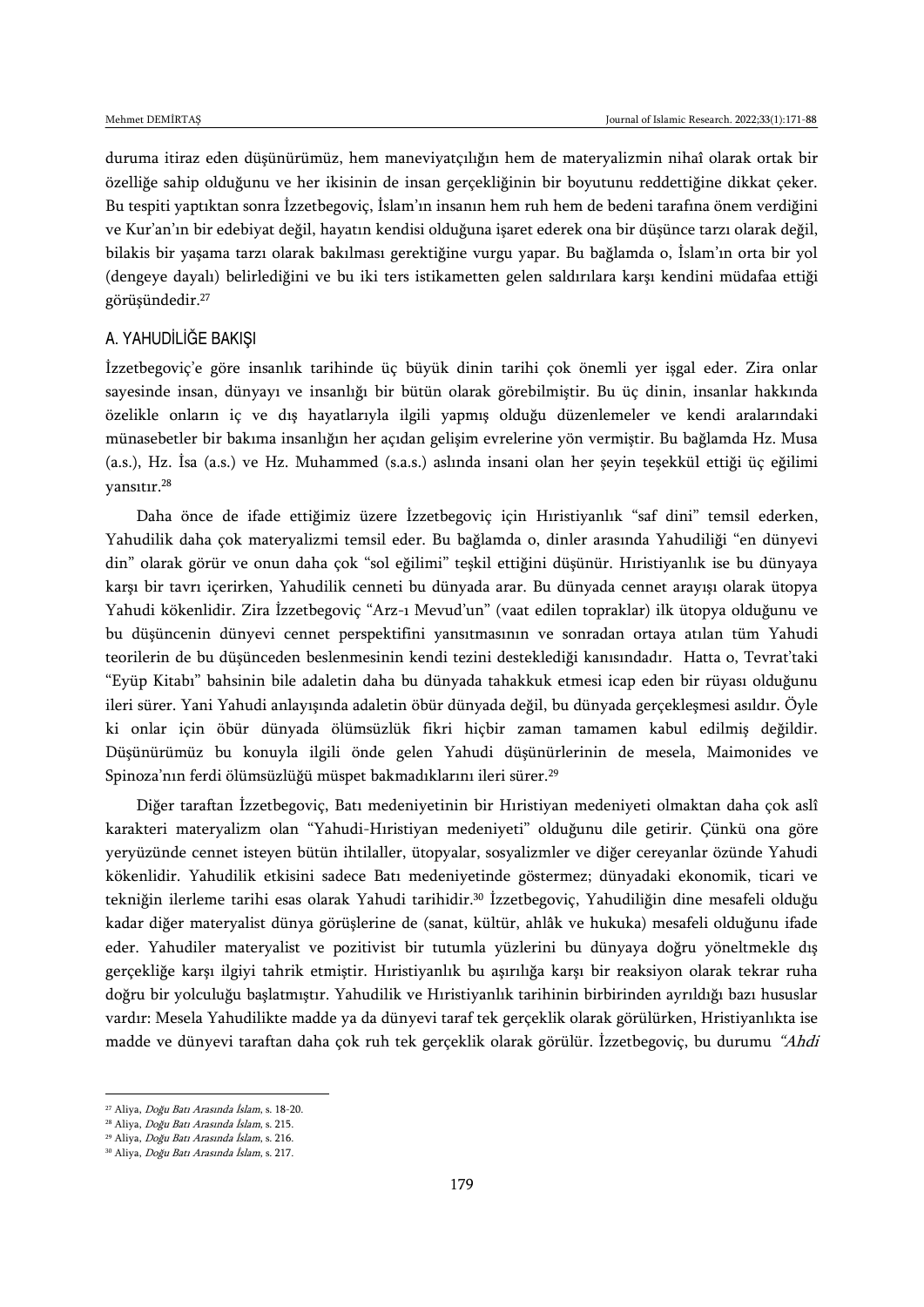duruma itiraz eden düşünürümüz, hem maneviyatçılığın hem de materyalizmin nihaî olarak ortak bir özelliğe sahip olduğunu ve her ikisinin de insan gerçekliğinin bir boyutunu reddettiğine dikkat çeker. Bu tespiti yaptıktan sonra İzzetbegoviç, İslam'ın insanın hem ruh hem de bedeni tarafına önem verdiğini ve Kur'an'ın bir edebiyat değil, hayatın kendisi olduğuna işaret ederek ona bir düşünce tarzı olarak değil, bilakis bir yaşama tarzı olarak bakılması gerektiğine vurgu yapar. Bu bağlamda o, İslam'ın orta bir yol (dengeye dayalı) belirlediğini ve bu iki ters istikametten gelen saldırılara karşı kendini müdafaa ettiği görüşündedir.[27]

## A. YAHUDİLİĞE BAKIŞI

İzzetbegoviç'e göre insanlık tarihinde üç büyük dinin tarihi çok önemli yer işgal eder. Zira onlar sayesinde insan, dünyayı ve insanlığı bir bütün olarak görebilmiştir. Bu üç dinin, insanlar hakkında özelikle onların iç ve dış hayatlarıyla ilgili yapmış olduğu düzenlemeler ve kendi aralarındaki münasebetler bir bakıma insanlığın her açıdan gelişim evrelerine yön vermiştir. Bu bağlamda Hz. Musa (a.s.), Hz. İsa (a.s.) ve Hz. Muhammed (s.a.s.) aslında insani olan her şeyin teşekkül ettiği üç eğilimi yansıtır.[28]

Daha önce de ifade ettiğimiz üzere İzzetbegoviç için Hıristiyanlık "saf dini" temsil ederken, Yahudilik daha çok materyalizmi temsil eder. Bu bağlamda o, dinler arasında Yahudiliği "en dünyevi din" olarak görür ve onun daha çok "sol eğilimi" teşkil ettiğini düşünür. Hıristiyanlık ise bu dünyaya karşı bir tavrı içerirken, Yahudilik cenneti bu dünyada arar. Bu dünyada cennet arayışı olarak ütopya Yahudi kökenlidir. Zira İzzetbegoviç "Arz-ı Mevud'un" (vaat edilen topraklar) ilk ütopya olduğunu ve bu düşüncenin dünyevi cennet perspektifini yansıtmasının ve sonradan ortaya atılan tüm Yahudi teorilerin de bu düşünceden beslenmesinin kendi tezini desteklediği kanısındadır. Hatta o, Tevrat'taki "Eyüp Kitabı" bahsinin bile adaletin daha bu dünyada tahakkuk etmesi icap eden bir rüyası olduğunu ileri sürer. Yani Yahudi anlayışında adaletin öbür dünyada değil, bu dünyada gerçekleşmesi asıldır. Öyle ki onlar için öbür dünyada ölümsüzlük fikri hiçbir zaman tamamen kabul edilmiş değildir. Düşünürümüz bu konuyla ilgili önde gelen Yahudi düşünürlerinin de mesela, Maimonides ve Spinoza'nın ferdi ölümsüzlüğü müspet bakmadıklarını ileri sürer.[29]

Diğer taraftan İzzetbegoviç, Batı medeniyetinin bir Hıristiyan medeniyeti olmaktan daha çok aslî karakteri materyalizm olan "Yahudi-Hıristiyan medeniyeti" olduğunu dile getirir. Çünkü ona göre yeryüzünde cennet isteyen bütün ihtilaller, ütopyalar, sosyalizmler ve diğer cereyanlar özünde Yahudi kökenlidir. Yahudilik etkisini sadece Batı medeniyetinde göstermez; dünyadaki ekonomik, ticari ve tekniğin ilerleme tarihi esas olarak Yahudi tarihidir.[30] İzzetbegoviç, Yahudiliğin dine mesafeli olduğu kadar diğer materyalist dünya görüşlerine de (sanat, kültür, ahlâk ve hukuka) mesafeli olduğunu ifade eder. Yahudiler materyalist ve pozitivist bir tutumla yüzlerini bu dünyaya doğru yöneltmekle dış gerçekliğe karşı ilgiyi tahrik etmiştir. Hıristiyanlık bu aşırılığa karşı bir reaksiyon olarak tekrar ruha doğru bir yolculuğu başlatmıştır. Yahudilik ve Hıristiyanlık tarihinin birbirinden ayrıldığı bazı hususlar vardır: Mesela Yahudilikte madde ya da dünyevi taraf tek gerçeklik olarak görülürken, Hristiyanlıkta ise madde ve dünyevi taraftan daha çok ruh tek gerçeklik olarak görülür. İzzetbegoviç, bu durumu *"Ahdi*

---

[27] Aliya, *Doğu Batı Arasında İslam*, s. 18-20.
[28] Aliya, *Doğu Batı Arasında İslam*, s. 215.
[29] Aliya, *Doğu Batı Arasında İslam*, s. 216.
[30] Aliya, *Doğu Batı Arasında İslam*, s. 217.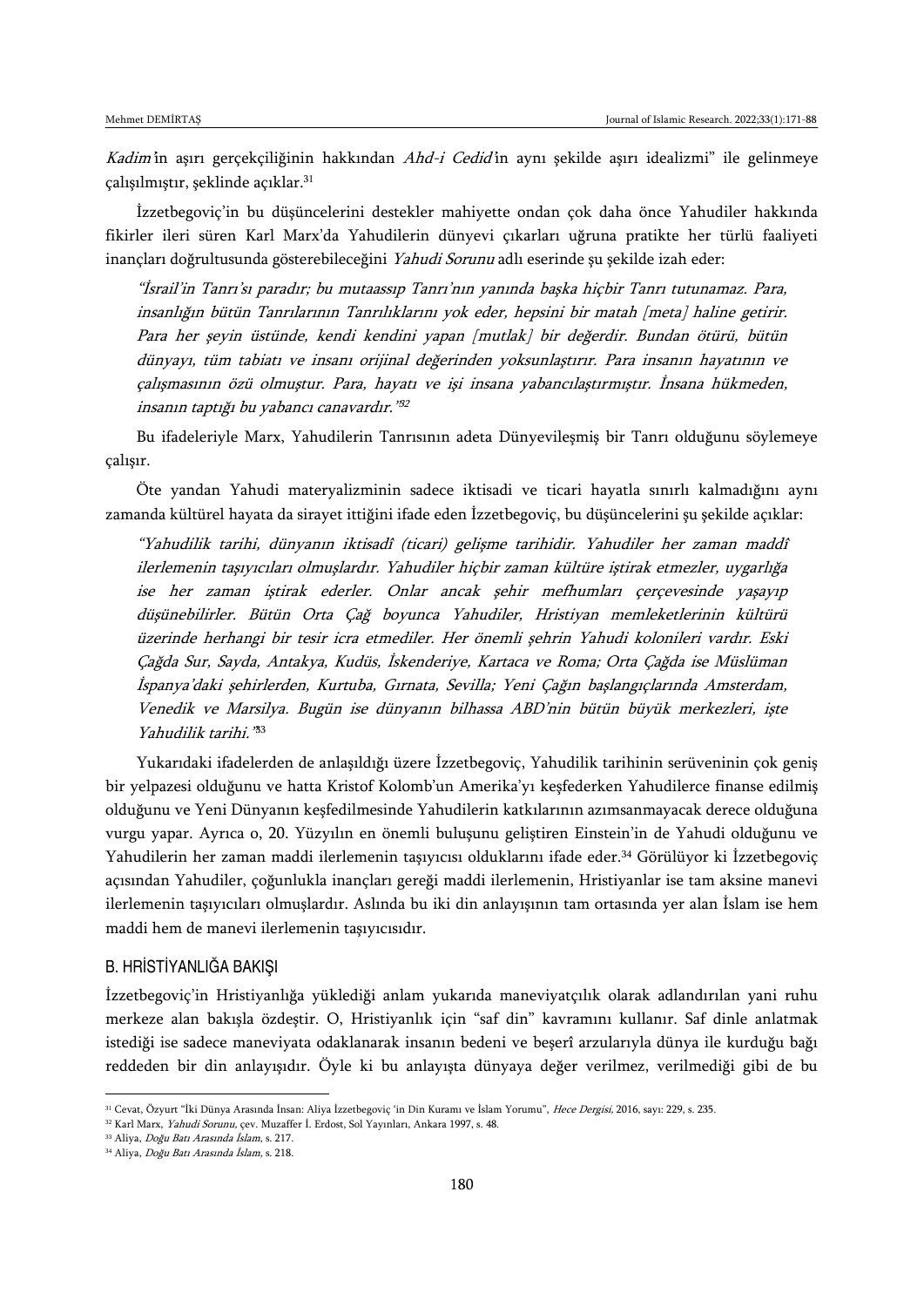*Kadim*'in aşırı gerçekçiliğinin hakkından *Ahd-i Cedid*'in aynı şekilde aşırı idealizmi" ile gelinmeye çalışılmıştır, şeklinde açıklar.[31]

İzzetbegoviç'in bu düşüncelerini destekler mahiyette ondan çok daha önce Yahudiler hakkında fikirler ileri süren Karl Marx'da Yahudilerin dünyevi çıkarları uğruna pratikte her türlü faaliyeti inançları doğrultusunda gösterebileceğini *Yahudi Sorunu* adlı eserinde şu şekilde izah eder:

> *"İsrail'in Tanrı'sı paradır; bu mutaassıp Tanrı'nın yanında başka hiçbir Tanrı tutunamaz. Para, insanlığın bütün Tanrılarının Tanrılıklarını yok eder, hepsini bir matah [meta] haline getirir. Para her şeyin üstünde, kendi kendini yapan [mutlak] bir değerdir. Bundan ötürü, bütün dünyayı, tüm tabiatı ve insanı orijinal değerinden yoksunlaştırır. Para insanın hayatının ve çalışmasının özü olmuştur. Para, hayatı ve işi insana yabancılaştırmıştır. İnsana hükmeden, insanın taptığı bu yabancı canavardır."*[32]

Bu ifadeleriyle Marx, Yahudilerin Tanrısının adeta Dünyevileşmiş bir Tanrı olduğunu söylemeye çalışır.

Öte yandan Yahudi materyalizminin sadece iktisadi ve ticari hayatla sınırlı kalmadığını aynı zamanda kültürel hayata da sirayet ittiğini ifade eden İzzetbegoviç, bu düşüncelerini şu şekilde açıklar:

> *"Yahudilik tarihi, dünyanın iktisadî (ticari) gelişme tarihidir. Yahudiler her zaman maddî ilerlemenin taşıyıcıları olmuşlardır. Yahudiler hiçbir zaman kültüre iştirak etmezler, uygarlığa ise her zaman iştirak ederler. Onlar ancak şehir mefhumları çerçevesinde yaşayıp düşünebilirler. Bütün Orta Çağ boyunca Yahudiler, Hristiyan memleketlerinin kültürü üzerinde herhangi bir tesir icra etmediler. Her önemli şehrin Yahudi kolonileri vardır. Eski Çağda Sur, Sayda, Antakya, Kudüs, İskenderiye, Kartaca ve Roma; Orta Çağda ise Müslüman İspanya'daki şehirlerden, Kurtuba, Gırnata, Sevilla; Yeni Çağın başlangıçlarında Amsterdam, Venedik ve Marsilya. Bugün ise dünyanın bilhassa ABD'nin bütün büyük merkezleri, işte Yahudilik tarihi."*[33]

Yukarıdaki ifadelerden de anlaşıldığı üzere İzzetbegoviç, Yahudilik tarihinin serüveninin çok geniş bir yelpazesi olduğunu ve hatta Kristof Kolomb'un Amerika'yı keşfederken Yahudilerce finanse edilmiş olduğunu ve Yeni Dünyanın keşfedilmesinde Yahudilerin katkılarının azımsanmayacak derece olduğuna vurgu yapar. Ayrıca o, 20. Yüzyılın en önemli buluşunu geliştiren Einstein'in de Yahudi olduğunu ve Yahudilerin her zaman maddi ilerlemenin taşıyıcısı olduklarını ifade eder.[34] Görülüyor ki İzzetbegoviç açısından Yahudiler, çoğunlukla inançları gereği maddi ilerlemenin, Hristiyanlar ise tam aksine manevi ilerlemenin taşıyıcıları olmuşlardır. Aslında bu iki din anlayışının tam ortasında yer alan İslam ise hem maddi hem de manevi ilerlemenin taşıyıcısıdır.

### B. HRİSTİYANLIĞA BAKIŞI

İzzetbegoviç'in Hristiyanlığa yüklediği anlam yukarıda maneviyatçılık olarak adlandırılan yani ruhu merkeze alan bakışla özdeştir. O, Hristiyanlık için "saf din" kavramını kullanır. Saf dinle anlatmak istediği ise sadece maneviyata odaklanarak insanın bedeni ve beşerî arzularıyla dünya ile kurduğu bağı reddeden bir din anlayışıdır. Öyle ki bu anlayışta dünyaya değer verilmez, verilmediği gibi de bu

---

[31] Cevat, Özyurt "İki Dünya Arasında İnsan: Aliya İzzetbegoviç 'in Din Kuramı ve İslam Yorumu", *Hece Dergisi*, 2016, sayı: 229, s. 235.

[32] Karl Marx, *Yahudi Sorunu*, çev. Muzaffer İ. Erdost, Sol Yayınları, Ankara 1997, s. 48.

[33] Aliya, *Doğu Batı Arasında İslam*, s. 217.

[34] Aliya, *Doğu Batı Arasında İslam*, s. 218.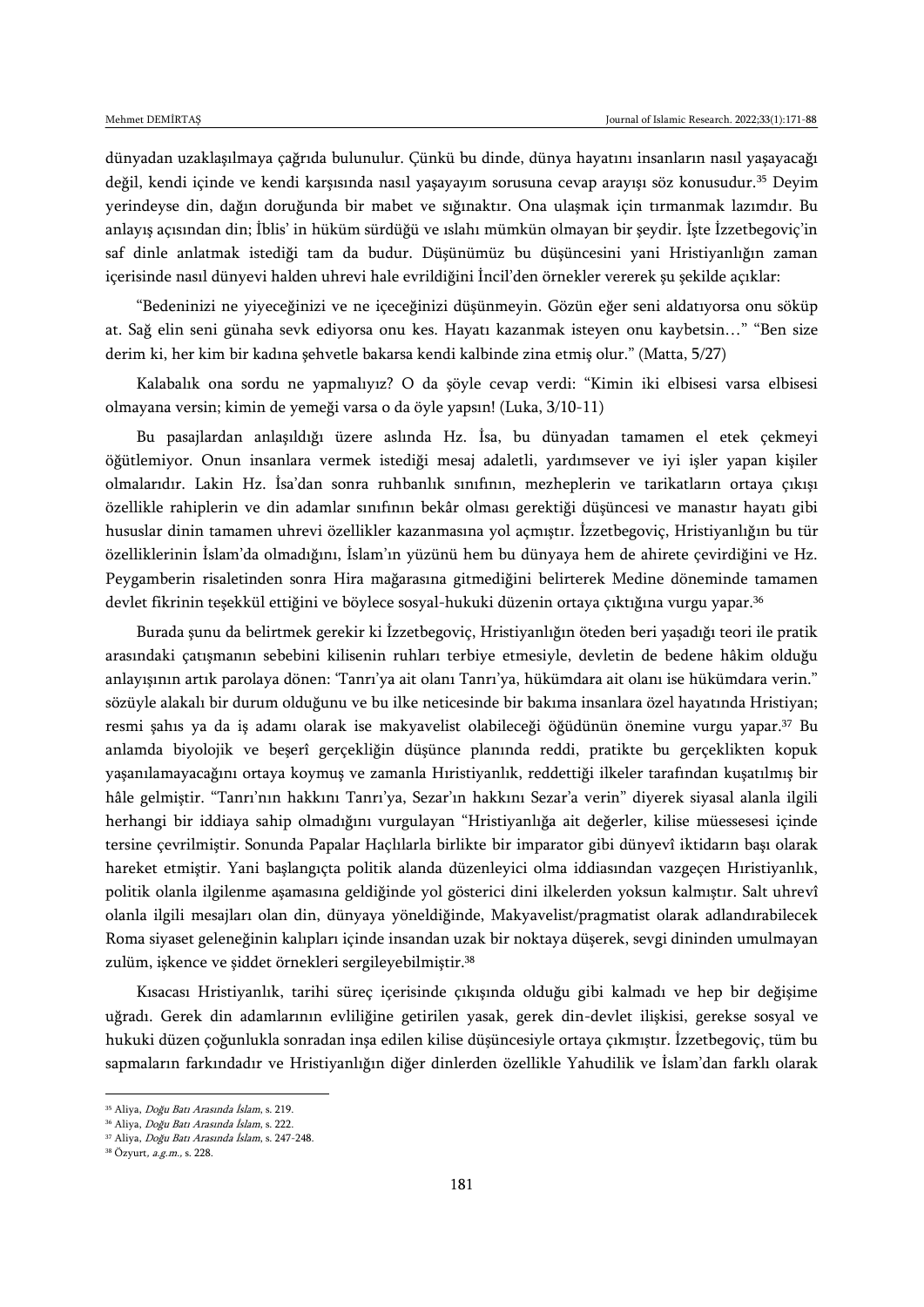dünyadan uzaklaşılmaya çağrıda bulunulur. Çünkü bu dinde, dünya hayatını insanların nasıl yaşayacağı değil, kendi içinde ve kendi karşısında nasıl yaşayayım sorusuna cevap arayışı söz konusudur.[35] Deyim yerindeyse din, dağın doruğunda bir mabet ve sığınaktır. Ona ulaşmak için tırmanmak lazımdır. Bu anlayış açısından din; İblis' in hüküm sürdüğü ve ıslahı mümkün olmayan bir şeydir. İşte İzzetbegoviç'in saf dinle anlatmak istediği tam da budur. Düşünümüz bu düşüncesini yani Hristiyanlığın zaman içerisinde nasıl dünyevi halden uhrevi hale evrildiğini İncil'den örnekler vererek şu şekilde açıklar:

"Bedeninizi ne yiyeceğinizi ve ne içeceğinizi düşünmeyin. Gözün eğer seni aldatıyorsa onu söküp at. Sağ elin seni günaha sevk ediyorsa onu kes. Hayatı kazanmak isteyen onu kaybetsin…" "Ben size derim ki, her kim bir kadına şehvetle bakarsa kendi kalbinde zina etmiş olur." (Matta, 5/27)

Kalabalık ona sordu ne yapmalıyız? O da şöyle cevap verdi: "Kimin iki elbisesi varsa elbisesi olmayana versin; kimin de yemeği varsa o da öyle yapsın! (Luka, 3/10-11)

Bu pasajlardan anlaşıldığı üzere aslında Hz. İsa, bu dünyadan tamamen el etek çekmeyi öğütlemiyor. Onun insanlara vermek istediği mesaj adaletli, yardımsever ve iyi işler yapan kişiler olmalarıdır. Lakin Hz. İsa'dan sonra ruhbanlık sınıfının, mezheplerin ve tarikatların ortaya çıkışı özellikle rahiplerin ve din adamlar sınıfının bekâr olması gerektiği düşüncesi ve manastır hayatı gibi hususlar dinin tamamen uhrevi özellikler kazanmasına yol açmıştır. İzzetbegoviç, Hristiyanlığın bu tür özelliklerinin İslam'da olmadığını, İslam'ın yüzünü hem bu dünyaya hem de ahirete çevirdiğini ve Hz. Peygamberin risaletinden sonra Hira mağarasına gitmediğini belirterek Medine döneminde tamamen devlet fikrinin teşekkül ettiğini ve böylece sosyal-hukuki düzenin ortaya çıktığına vurgu yapar.[36]

Burada şunu da belirtmek gerekir ki İzzetbegoviç, Hristiyanlığın öteden beri yaşadığı teori ile pratik arasındaki çatışmanın sebebini kilisenin ruhları terbiye etmesiyle, devletin de bedene hâkim olduğu anlayışının artık parolaya dönen: 'Tanrı'ya ait olanı Tanrı'ya, hükümdara ait olanı ise hükümdara verin." sözüyle alakalı bir durum olduğunu ve bu ilke neticesinde bir bakıma insanlara özel hayatında Hristiyan; resmi şahıs ya da iş adamı olarak ise makyavelist olabileceği öğüdünün önemine vurgu yapar.[37] Bu anlamda biyolojik ve beşerî gerçekliğin düşünce planında reddi, pratikte bu gerçeklikten kopuk yaşanılamayacağını ortaya koymuş ve zamanla Hıristiyanlık, reddettiği ilkeler tarafından kuşatılmış bir hâle gelmiştir. "Tanrı'nın hakkını Tanrı'ya, Sezar'ın hakkını Sezar'a verin" diyerek siyasal alanla ilgili herhangi bir iddiaya sahip olmadığını vurgulayan "Hristiyanlığa ait değerler, kilise müessesesi içinde tersine çevrilmiştir. Sonunda Papalar Haçlılarla birlikte bir imparator gibi dünyevî iktidarın başı olarak hareket etmiştir. Yani başlangıçta politik alanda düzenleyici olma iddiasından vazgeçen Hıristiyanlık, politik olanla ilgilenme aşamasına geldiğinde yol gösterici dini ilkelerden yoksun kalmıştır. Salt uhrevî olanla ilgili mesajları olan din, dünyaya yöneldiğinde, Makyavelist/pragmatist olarak adlandırılabilecek Roma siyaset geleneğinin kalıpları içinde insandan uzak bir noktaya düşerek, sevgi dininden umulmayan zulüm, işkence ve şiddet örnekleri sergileyebilmiştir.[38]

Kısacası Hristiyanlık, tarihi süreç içerisinde çıkışında olduğu gibi kalmadı ve hep bir değişime uğradı. Gerek din adamlarının evliliğine getirilen yasak, gerek din-devlet ilişkisi, gerekse sosyal ve hukuki düzen çoğunlukla sonradan inşa edilen kilise düşüncesiyle ortaya çıkmıştır. İzzetbegoviç, tüm bu sapmaların farkındadır ve Hristiyanlığın diğer dinlerden özellikle Yahudilik ve İslam'dan farklı olarak

---

[35] Aliya, *Doğu Batı Arasında İslam*, s. 219.

[36] Aliya, *Doğu Batı Arasında İslam*, s. 222.

[37] Aliya, *Doğu Batı Arasında İslam*, s. 247-248.

[38] Özyurt, *a.g.m.*, s. 228.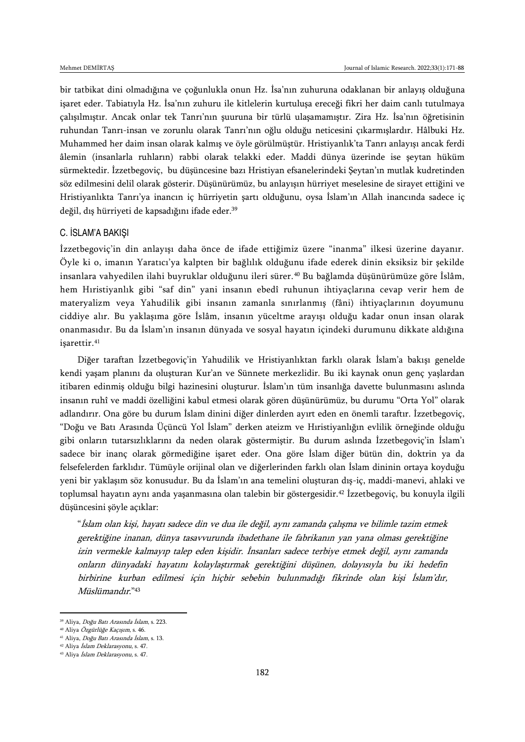bir tatbikat dini olmadığına ve çoğunlukla onun Hz. İsa'nın zuhuruna odaklanan bir anlayış olduğuna işaret eder. Tabiatıyla Hz. İsa'nın zuhuru ile kitlelerin kurtuluşa ereceği fikri her daim canlı tutulmaya çalışılmıştır. Ancak onlar tek Tanrı'nın şuuruna bir türlü ulaşamamıştır. Zira Hz. İsa'nın öğretisinin ruhundan Tanrı-insan ve zorunlu olarak Tanrı'nın oğlu olduğu neticesini çıkarmışlardır. Hâlbuki Hz. Muhammed her daim insan olarak kalmış ve öyle görülmüştür. Hristiyanlık'ta Tanrı anlayışı ancak ferdi âlemin (insanlarla ruhların) rabbi olarak telakki eder. Maddi dünya üzerinde ise şeytan hüküm sürmektedir. İzzetbegoviç, bu düşüncesine bazı Hristiyan efsanelerindeki Şeytan'ın mutlak kudretinden söz edilmesini delil olarak gösterir. Düşünürümüz, bu anlayışın hürriyet meselesine de sirayet ettiğini ve Hristiyanlıkta Tanrı'ya inancın iç hürriyetin şartı olduğunu, oysa İslam'ın Allah inancında sadece iç değil, dış hürriyeti de kapsadığını ifade eder.[39]

## C. İSLAM'A BAKIŞI

İzzetbegoviç'in din anlayışı daha önce de ifade ettiğimiz üzere "inanma" ilkesi üzerine dayanır. Öyle ki o, imanın Yaratıcı'ya kalpten bir bağlılık olduğunu ifade ederek dinin eksiksiz bir şekilde insanlara vahyedilen ilahi buyruklar olduğunu ileri sürer.[40] Bu bağlamda düşünürümüze göre İslâm, hem Hıristiyanlık gibi "saf din" yani insanın ebedî ruhunun ihtiyaçlarına cevap verir hem de materyalizm veya Yahudilik gibi insanın zamanla sınırlanmış (fâni) ihtiyaçlarının doyumunu ciddiye alır. Bu yaklaşıma göre İslâm, insanın yüceltme arayışı olduğu kadar onun insan olarak onanmasıdır. Bu da İslam'ın insanın dünyada ve sosyal hayatın içindeki durumunu dikkate aldığına işarettir.[41]

Diğer taraftan İzzetbegoviç'in Yahudilik ve Hristiyanlıktan farklı olarak İslam'a bakışı genelde kendi yaşam planını da oluşturan Kur'an ve Sünnete merkezlidir. Bu iki kaynak onun genç yaşlardan itibaren edinmiş olduğu bilgi hazinesini oluşturur. İslam'ın tüm insanlığa davette bulunmasını aslında insanın ruhî ve maddi özelliğini kabul etmesi olarak gören düşünürümüz, bu durumu "Orta Yol" olarak adlandırır. Ona göre bu durum İslam dinini diğer dinlerden ayırt eden en önemli taraftır. İzzetbegoviç, "Doğu ve Batı Arasında Üçüncü Yol İslam" derken ateizm ve Hıristiyanlığın evlilik örneğinde olduğu gibi onların tutarsızlıklarını da neden olarak göstermiştir. Bu durum aslında İzzetbegoviç'in İslam'ı sadece bir inanç olarak görmediğine işaret eder. Ona göre İslam diğer bütün din, doktrin ya da felsefelerden farklıdır. Tümüyle orijinal olan ve diğerlerinden farklı olan İslam dininin ortaya koyduğu yeni bir yaklaşım söz konusudur. Bu da İslam'ın ana temelini oluşturan dış-iç, maddi-manevi, ahlaki ve toplumsal hayatın aynı anda yaşanmasına olan talebin bir göstergesidir.[42] İzzetbegoviç, bu konuyla ilgili düşüncesini şöyle açıklar:

> "*İslam olan kişi, hayatı sadece din ve dua ile değil, aynı zamanda çalışma ve bilimle tazim etmek gerektiğine inanan, dünya tasavvurunda ibadethane ile fabrikanın yan yana olması gerektiğine izin vermekle kalmayıp talep eden kişidir. İnsanları sadece terbiye etmek değil, aynı zamanda onların dünyadaki hayatını kolaylaştırmak gerektiğini düşünen, dolayısıyla bu iki hedefin birbirine kurban edilmesi için hiçbir sebebin bulunmadığı fikrinde olan kişi İslam'dır, Müslümandır.*"[43]

---

[39] Aliya, *Doğu Batı Arasında İslam*, s. 223.
[40] Aliya *Özgürlüğe Kaçışım*, s. 46.
[41] Aliya, *Doğu Batı Arasında İslam*, s. 13.
[42] Aliya *İslam Deklarasyonu*, s. 47.
[43] Aliya *İslam Deklarasyonu*, s. 47.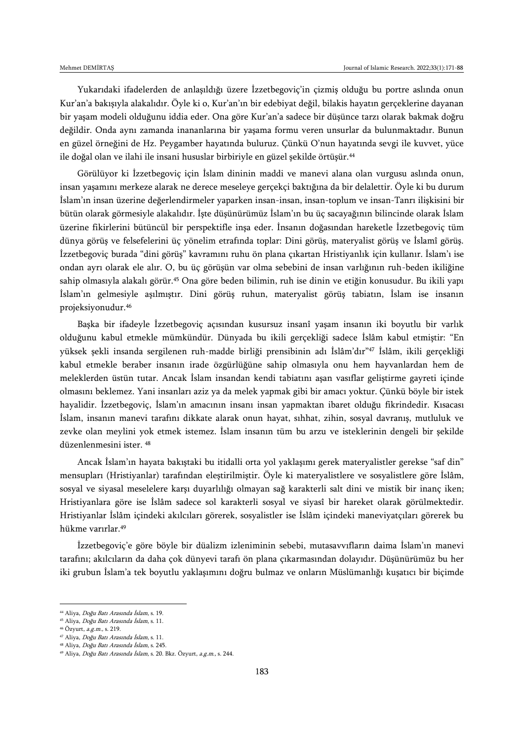Yukarıdaki ifadelerden de anlaşıldığı üzere İzzetbegoviç'in çizmiş olduğu bu portre aslında onun Kur'an'a bakışıyla alakalıdır. Öyle ki o, Kur'an'ın bir edebiyat değil, bilakis hayatın gerçeklerine dayanan bir yaşam modeli olduğunu iddia eder. Ona göre Kur'an'a sadece bir düşünce tarzı olarak bakmak doğru değildir. Onda aynı zamanda inananlarına bir yaşama formu veren unsurlar da bulunmaktadır. Bunun en güzel örneğini de Hz. Peygamber hayatında buluruz. Çünkü O'nun hayatında sevgi ile kuvvet, yüce ile doğal olan ve ilahi ile insani hususlar birbiriyle en güzel şekilde örtüşür.[44]

Görülüyor ki İzzetbegoviç için İslam dininin maddi ve manevi alana olan vurgusu aslında onun, insan yaşamını merkeze alarak ne derece meseleye gerçekçi baktığına da bir delalettir. Öyle ki bu durum İslam'ın insan üzerine değerlendirmeler yaparken insan-insan, insan-toplum ve insan-Tanrı ilişkisini bir bütün olarak görmesiyle alakalıdır. İşte düşünürümüz İslam'ın bu üç sacayağının bilincinde olarak İslam üzerine fikirlerini bütüncül bir perspektifle inşa eder. İnsanın doğasından hareketle İzzetbegoviç tüm dünya görüş ve felsefelerini üç yönelim etrafında toplar: Dini görüş, materyalist görüş ve İslamî görüş. İzzetbegoviç burada "dini görüş" kavramını ruhu ön plana çıkartan Hristiyanlık için kullanır. İslam'ı ise ondan ayrı olarak ele alır. O, bu üç görüşün var olma sebebini de insan varlığının ruh-beden ikiliğine sahip olmasıyla alakalı görür.[45] Ona göre beden bilimin, ruh ise dinin ve etiğin konusudur. Bu ikili yapı İslam'ın gelmesiyle aşılmıştır. Dini görüş ruhun, materyalist görüş tabiatın, İslam ise insanın projeksiyonudur.[46]

Başka bir ifadeyle İzzetbegoviç açısından kusursuz insanî yaşam insanın iki boyutlu bir varlık olduğunu kabul etmekle mümkündür. Dünyada bu ikili gerçekliği sadece İslâm kabul etmiştir: "En yüksek şekli insanda sergilenen ruh-madde birliği prensibinin adı İslâm'dır"[47] İslâm, ikili gerçekliği kabul etmekle beraber insanın irade özgürlüğüne sahip olmasıyla onu hem hayvanlardan hem de meleklerden üstün tutar. Ancak İslam insandan kendi tabiatını aşan vasıflar geliştirme gayreti içinde olmasını beklemez. Yani insanları aziz ya da melek yapmak gibi bir amacı yoktur. Çünkü böyle bir istek hayalidir. İzzetbegoviç, İslam'ın amacının insanı insan yapmaktan ibaret olduğu fikrindedir. Kısacası İslam, insanın manevi tarafını dikkate alarak onun hayat, sıhhat, zihin, sosyal davranış, mutluluk ve zevke olan meylini yok etmek istemez. İslam insanın tüm bu arzu ve isteklerinin dengeli bir şekilde düzenlenmesini ister. [48]

Ancak İslam'ın hayata bakıştaki bu itidalli orta yol yaklaşımı gerek materyalistler gerekse "saf din" mensupları (Hristiyanlar) tarafından eleştirilmiştir. Öyle ki materyalistlere ve sosyalistlere göre İslâm, sosyal ve siyasal meselelere karşı duyarlılığı olmayan sağ karakterli salt dini ve mistik bir inanç iken; Hristiyanlara göre ise İslâm sadece sol karakterli sosyal ve siyasî bir hareket olarak görülmektedir. Hristiyanlar İslâm içindeki akılcıları görerek, sosyalistler ise İslâm içindeki maneviyatçıları görerek bu hükme varırlar.[49]

İzzetbegoviç'e göre böyle bir düalizm izleniminin sebebi, mutasavvıfların daima İslam'ın manevi tarafını; akılcıların da daha çok dünyevi tarafı ön plana çıkarmasından dolayıdır. Düşünürümüz bu her iki grubun İslam'a tek boyutlu yaklaşımını doğru bulmaz ve onların Müslümanlığı kuşatıcı bir biçimde

---

[44] Aliya, *Doğu Batı Arasında İslam*, s. 19.
[45] Aliya, *Doğu Batı Arasında İslam*, s. 11.
[46] Özyurt, *a.g.m.*, s. 219.
[47] Aliya, *Doğu Batı Arasında İslam*, s. 11.
[48] Aliya, *Doğu Batı Arasında İslam*, s. 245.
[49] Aliya, *Doğu Batı Arasında İslam*, s. 20. Bkz. Özyurt, *a.g.m.*, s. 244.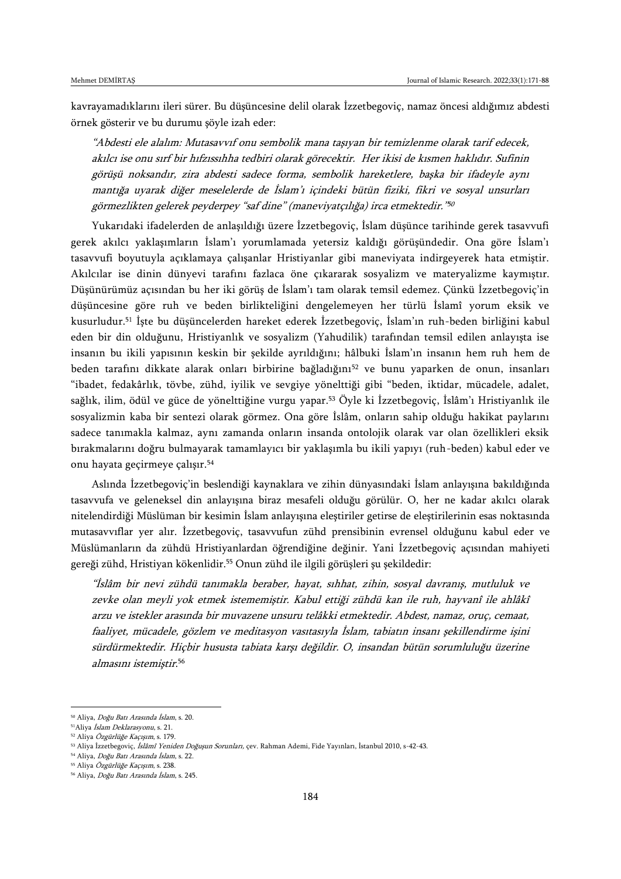kavrayamadıklarını ileri sürer. Bu düşüncesine delil olarak İzzetbegoviç, namaz öncesi aldığımız abdesti örnek gösterir ve bu durumu şöyle izah eder:

> *"Abdesti ele alalım: Mutasavvıf onu sembolik mana taşıyan bir temizlenme olarak tarif edecek, akılcı ise onu sırf bir hıfzıssıhha tedbiri olarak görecektir. Her ikisi de kısmen haklıdır. Sufinin görüşü noksandır, zira abdesti sadece forma, sembolik hareketlere, başka bir ifadeyle aynı mantığa uyarak diğer meselelerde de İslam'ı içindeki bütün fiziki, fikri ve sosyal unsurları görmezlikten gelerek peydepey "saf dine" (maneviyatçılığa) irca etmektedir."*[50]

Yukarıdaki ifadelerden de anlaşıldığı üzere İzzetbegoviç, İslam düşünce tarihinde gerek tasavvufi gerek akılcı yaklaşımların İslam'ı yorumlamada yetersiz kaldığı görüşündedir. Ona göre İslam'ı tasavvufi boyutuyla açıklamaya çalışanlar Hristiyanlar gibi maneviyata indirgeyerek hata etmiştir. Akılcılar ise dinin dünyevi tarafını fazlaca öne çıkararak sosyalizm ve materyalizme kaymıştır. Düşünürümüz açısından bu her iki görüş de İslam'ı tam olarak temsil edemez. Çünkü İzzetbegoviç'in düşüncesine göre ruh ve beden birlikteliğini dengelemeyen her türlü İslamî yorum eksik ve kusurludur.[51] İşte bu düşüncelerden hareket ederek İzzetbegoviç, İslam'ın ruh-beden birliğini kabul eden bir din olduğunu, Hristiyanlık ve sosyalizm (Yahudilik) tarafından temsil edilen anlayışta ise insanın bu ikili yapısının keskin bir şekilde ayrıldığını; hâlbuki İslam'ın insanın hem ruh hem de beden tarafını dikkate alarak onları birbirine bağladığını[52] ve bunu yaparken de onun, insanları "ibadet, fedakârlık, tövbe, zühd, iyilik ve sevgiye yönelttiği gibi "beden, iktidar, mücadele, adalet, sağlık, ilim, ödül ve güce de yönelttiğine vurgu yapar.[53] Öyle ki İzzetbegoviç, İslâm'ı Hristiyanlık ile sosyalizmin kaba bir sentezi olarak görmez. Ona göre İslâm, onların sahip olduğu hakikat paylarını sadece tanımakla kalmaz, aynı zamanda onların insanda ontolojik olarak var olan özellikleri eksik bırakmalarını doğru bulmayarak tamamlayıcı bir yaklaşımla bu ikili yapıyı (ruh-beden) kabul eder ve onu hayata geçirmeye çalışır.[54]

Aslında İzzetbegoviç'in beslendiği kaynaklara ve zihin dünyasındaki İslam anlayışına bakıldığında tasavvufa ve geleneksel din anlayışına biraz mesafeli olduğu görülür. O, her ne kadar akılcı olarak nitelendirdiği Müslüman bir kesimin İslam anlayışına eleştiriler getirse de eleştirilerinin esas noktasında mutasavvıflar yer alır. İzzetbegoviç, tasavvufun zühd prensibinin evrensel olduğunu kabul eder ve Müslümanların da zühdü Hristiyanlardan öğrendiğine değinir. Yani İzzetbegoviç açısından mahiyeti gereği zühd, Hristiyan kökenlidir.[55] Onun zühd ile ilgili görüşleri şu şekildedir:

> *"İslâm bir nevi zühdü tanımakla beraber, hayat, sıhhat, zihin, sosyal davranış, mutluluk ve zevke olan meyli yok etmek istememiştir. Kabul ettiği zühdü kan ile ruh, hayvanî ile ahlâkî arzu ve istekler arasında bir muvazene unsuru telâkki etmektedir. Abdest, namaz, oruç, cemaat, faaliyet, mücadele, gözlem ve meditasyon vasıtasıyla İslam, tabiatın insanı şekillendirme işini sürdürmektedir. Hiçbir hususta tabiata karşı değildir. O, insandan bütün sorumluluğu üzerine almasını istemiştir.*[56]

---

[50] Aliya, *Doğu Batı Arasında İslam*, s. 20.
[51] Aliya *İslam Deklarasyonu*, s. 21.
[52] Aliya *Özgürlüğe Kaçışım*, s. 179.
[53] Aliya İzzetbegoviç, *İslâmî Yeniden Doğuşun Sorunları*, çev. Rahman Ademi, Fide Yayınları, İstanbul 2010, s-42-43.
[54] Aliya, *Doğu Batı Arasında İslam*, s. 22.
[55] Aliya *Özgürlüğe Kaçışım*, s. 238.
[56] Aliya, *Doğu Batı Arasında İslam*, s. 245.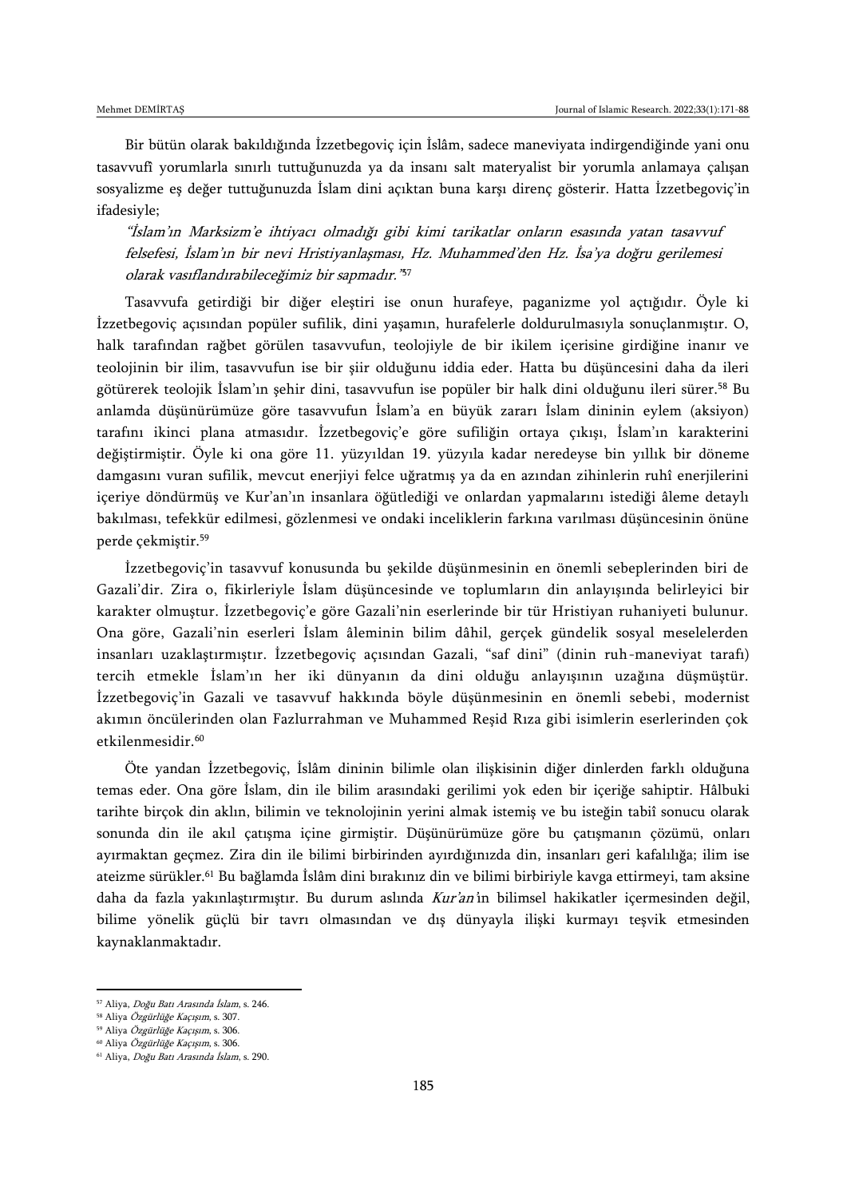Bir bütün olarak bakıldığında İzzetbegoviç için İslâm, sadece maneviyata indirgendiğinde yani onu tasavvufî yorumlarla sınırlı tuttuğunuzda ya da insanı salt materyalist bir yorumla anlamaya çalışan sosyalizme eş değer tuttuğunuzda İslam dini açıktan buna karşı direnç gösterir. Hatta İzzetbegoviç'in ifadesiyle;

> *"İslam'ın Marksizm'e ihtiyacı olmadığı gibi kimi tarikatlar onların esasında yatan tasavvuf felsefesi, İslam'ın bir nevi Hristiyanlaşması, Hz. Muhammed'den Hz. İsa'ya doğru gerilemesi olarak vasıflandırabileceğimiz bir sapmadır."*[57]

Tasavvufa getirdiği bir diğer eleştiri ise onun hurafeye, paganizme yol açtığıdır. Öyle ki İzzetbegoviç açısından popüler sufilik, dini yaşamın, hurafelerle doldurulmasıyla sonuçlanmıştır. O, halk tarafından rağbet görülen tasavvufun, teolojiyle de bir ikilem içerisine girdiğine inanır ve teolojinin bir ilim, tasavvufun ise bir şiir olduğunu iddia eder. Hatta bu düşüncesini daha da ileri götürerek teolojik İslam'ın şehir dini, tasavvufun ise popüler bir halk dini olduğunu ileri sürer.[58] Bu anlamda düşünürümüze göre tasavvufun İslam'a en büyük zararı İslam dininin eylem (aksiyon) tarafını ikinci plana atmasıdır. İzzetbegoviç'e göre sufiliğin ortaya çıkışı, İslam'ın karakterini değiştirmiştir. Öyle ki ona göre 11. yüzyıldan 19. yüzyıla kadar neredeyse bin yıllık bir döneme damgasını vuran sufilik, mevcut enerjiyi felce uğratmış ya da en azından zihinlerin ruhî enerjilerini içeriye döndürmüş ve Kur'an'ın insanlara öğütlediği ve onlardan yapmalarını istediği âleme detaylı bakılması, tefekkür edilmesi, gözlenmesi ve ondaki inceliklerin farkına varılması düşüncesinin önüne perde çekmiştir.[59]

İzzetbegoviç'in tasavvuf konusunda bu şekilde düşünmesinin en önemli sebeplerinden biri de Gazali'dir. Zira o, fikirleriyle İslam düşüncesinde ve toplumların din anlayışında belirleyici bir karakter olmuştur. İzzetbegoviç'e göre Gazali'nin eserlerinde bir tür Hristiyan ruhaniyeti bulunur. Ona göre, Gazali'nin eserleri İslam âleminin bilim dâhil, gerçek gündelik sosyal meselelerden insanları uzaklaştırmıştır. İzzetbegoviç açısından Gazali, "saf dini" (dinin ruh-maneviyat tarafı) tercih etmekle İslam'ın her iki dünyanın da dini olduğu anlayışının uzağına düşmüştür. İzzetbegoviç'in Gazali ve tasavvuf hakkında böyle düşünmesinin en önemli sebebi, modernist akımın öncülerinden olan Fazlurrahman ve Muhammed Reşid Rıza gibi isimlerin eserlerinden çok etkilenmesidir.[60]

Öte yandan İzzetbegoviç, İslâm dininin bilimle olan ilişkisinin diğer dinlerden farklı olduğuna temas eder. Ona göre İslam, din ile bilim arasındaki gerilimi yok eden bir içeriğe sahiptir. Hâlbuki tarihte birçok din aklın, bilimin ve teknolojinin yerini almak istemiş ve bu isteğin tabiî sonucu olarak sonunda din ile akıl çatışma içine girmiştir. Düşünürümüze göre bu çatışmanın çözümü, onları ayırmaktan geçmez. Zira din ile bilimi birbirinden ayırdığınızda din, insanları geri kafalılığa; ilim ise ateizme sürükler.[61] Bu bağlamda İslâm dini bırakınız din ve bilimi birbiriyle kavga ettirmeyi, tam aksine daha da fazla yakınlaştırmıştır. Bu durum aslında *Kur'an*'in bilimsel hakikatler içermesinden değil, bilime yönelik güçlü bir tavrı olmasından ve dış dünyayla ilişki kurmayı teşvik etmesinden kaynaklanmaktadır.

---

[57] Aliya, *Doğu Batı Arasında İslam*, s. 246.
[58] Aliya *Özgürlüğe Kaçışım*, s. 307.
[59] Aliya *Özgürlüğe Kaçışım*, s. 306.
[60] Aliya *Özgürlüğe Kaçışım*, s. 306.
[61] Aliya, *Doğu Batı Arasında İslam*, s. 290.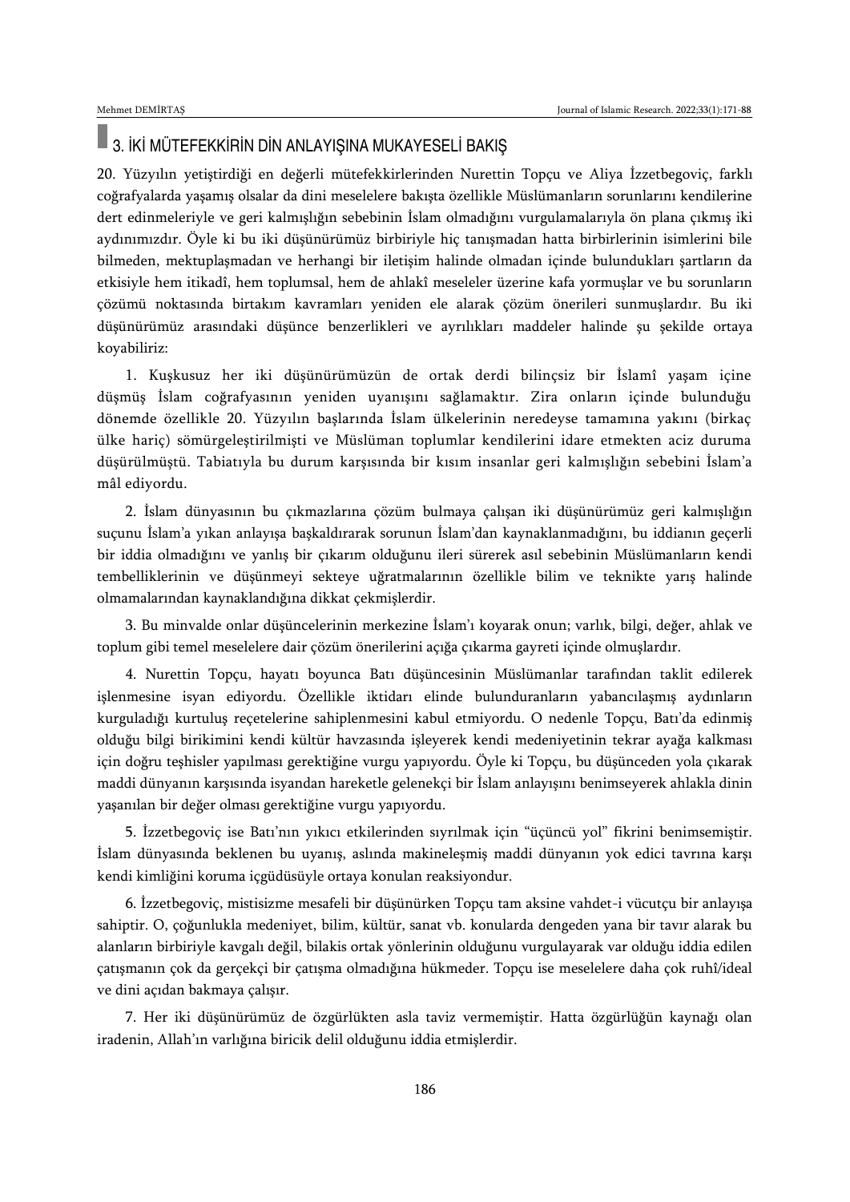## 3. İKİ MÜTEFEKKİRİN DİN ANLAYIŞINA MUKAYESELİ BAKIŞ

20. Yüzyılın yetiştirdiği en değerli mütefekkirlerinden Nurettin Topçu ve Aliya İzzetbegoviç, farklı coğrafyalarda yaşamış olsalar da dini meselelere bakışta özellikle Müslümanların sorunlarını kendilerine dert edinmeleriyle ve geri kalmışlığın sebebinin İslam olmadığını vurgulamalarıyla ön plana çıkmış iki aydınımızdır. Öyle ki bu iki düşünürümüz birbiriyle hiç tanışmadan hatta birbirlerinin isimlerini bile bilmeden, mektuplaşmadan ve herhangi bir iletişim halinde olmadan içinde bulundukları şartların da etkisiyle hem itikadî, hem toplumsal, hem de ahlakî meseleler üzerine kafa yormuşlar ve bu sorunların çözümü noktasında birtakım kavramları yeniden ele alarak çözüm önerileri sunmuşlardır. Bu iki düşünürümüz arasındaki düşünce benzerlikleri ve ayrılıkları maddeler halinde şu şekilde ortaya koyabiliriz:

1. Kuşkusuz her iki düşünürümüzün de ortak derdi bilinçsiz bir İslamî yaşam içine düşmüş İslam coğrafyasının yeniden uyanışını sağlamaktır. Zira onların içinde bulunduğu dönemde özellikle 20. Yüzyılın başlarında İslam ülkelerinin neredeyse tamamına yakını (birkaç ülke hariç) sömürgeleştirilmişti ve Müslüman toplumlar kendilerini idare etmekten aciz duruma düşürülmüştü. Tabiatıyla bu durum karşısında bir kısım insanlar geri kalmışlığın sebebini İslam'a mâl ediyordu.

2. İslam dünyasının bu çıkmazlarına çözüm bulmaya çalışan iki düşünürümüz geri kalmışlığın suçunu İslam'a yıkan anlayışa başkaldırarak sorunun İslam'dan kaynaklanmadığını, bu iddianın geçerli bir iddia olmadığını ve yanlış bir çıkarım olduğunu ileri sürerek asıl sebebinin Müslümanların kendi tembelliklerinin ve düşünmeyi sekteye uğratmalarının özellikle bilim ve teknikte yarış halinde olmamalarından kaynaklandığına dikkat çekmişlerdir.

3. Bu minvalde onlar düşüncelerinin merkezine İslam'ı koyarak onun; varlık, bilgi, değer, ahlak ve toplum gibi temel meselelere dair çözüm önerilerini açığa çıkarma gayreti içinde olmuşlardır.

4. Nurettin Topçu, hayatı boyunca Batı düşüncesinin Müslümanlar tarafından taklit edilerek işlenmesine isyan ediyordu. Özellikle iktidarı elinde bulunduranların yabancılaşmış aydınların kurguladığı kurtuluş reçetelerine sahiplenmesini kabul etmiyordu. O nedenle Topçu, Batı'da edinmiş olduğu bilgi birikimini kendi kültür havzasında işleyerek kendi medeniyetinin tekrar ayağa kalkması için doğru teşhisler yapılması gerektiğine vurgu yapıyordu. Öyle ki Topçu, bu düşünceden yola çıkarak maddi dünyanın karşısında isyandan hareketle gelenekçi bir İslam anlayışını benimseyerek ahlakla dinin yaşanılan bir değer olması gerektiğine vurgu yapıyordu.

5. İzzetbegoviç ise Batı'nın yıkıcı etkilerinden sıyrılmak için "üçüncü yol" fikrini benimsemiştir. İslam dünyasında beklenen bu uyanış, aslında makineleşmiş maddi dünyanın yok edici tavrına karşı kendi kimliğini koruma içgüdüsüyle ortaya konulan reaksiyondur.

6. İzzetbegoviç, mistisizme mesafeli bir düşünürken Topçu tam aksine vahdet-i vücutçu bir anlayışa sahiptir. O, çoğunlukla medeniyet, bilim, kültür, sanat vb. konularda dengeden yana bir tavır alarak bu alanların birbiriyle kavgalı değil, bilakis ortak yönlerinin olduğunu vurgulayarak var olduğu iddia edilen çatışmanın çok da gerçekçi bir çatışma olmadığına hükmeder. Topçu ise meselelere daha çok ruhî/ideal ve dini açıdan bakmaya çalışır.

7. Her iki düşünürümüz de özgürlükten asla taviz vermemiştir. Hatta özgürlüğün kaynağı olan iradenin, Allah'ın varlığına biricik delil olduğunu iddia etmişlerdir.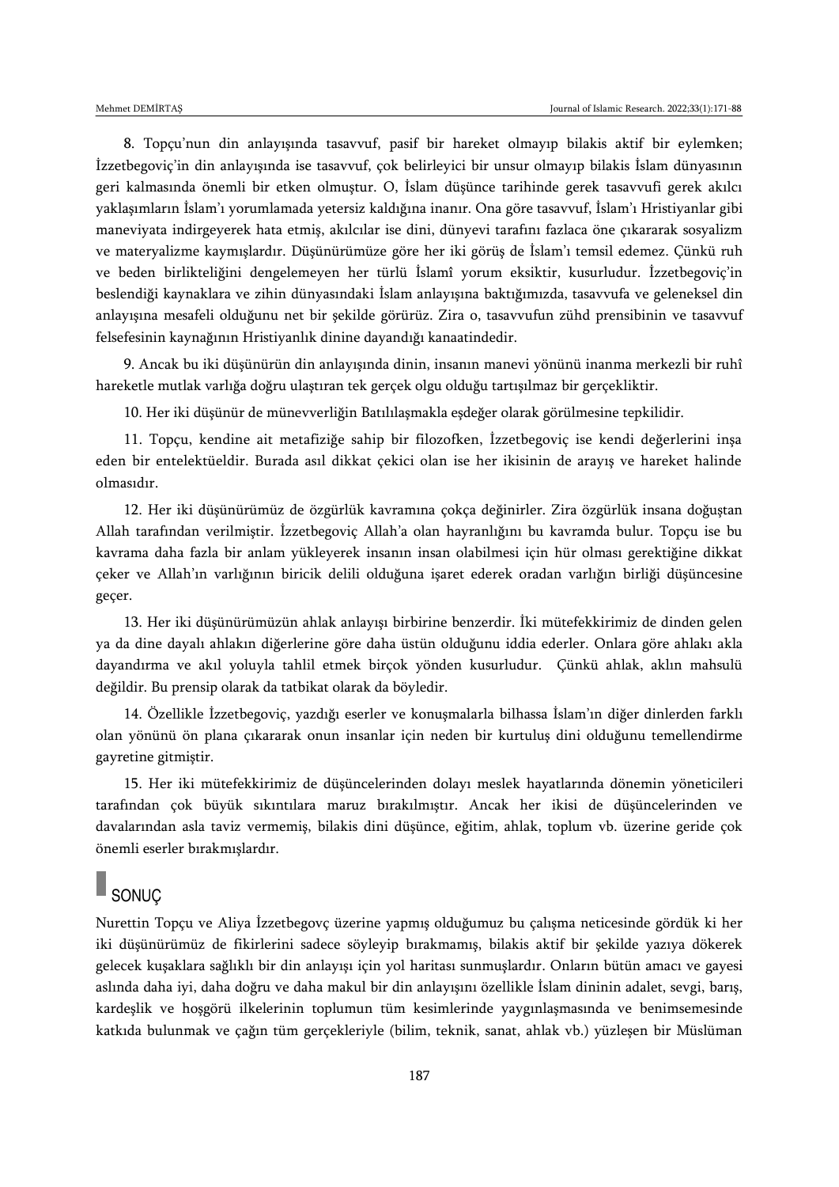8. Topçu'nun din anlayışında tasavvuf, pasif bir hareket olmayıp bilakis aktif bir eylemken; İzzetbegoviç'in din anlayışında ise tasavvuf, çok belirleyici bir unsur olmayıp bilakis İslam dünyasının geri kalmasında önemli bir etken olmuştur. O, İslam düşünce tarihinde gerek tasavvufi gerek akılcı yaklaşımların İslam'ı yorumlamada yetersiz kaldığına inanır. Ona göre tasavvuf, İslam'ı Hristiyanlar gibi maneviyata indirgeyerek hata etmiş, akılcılar ise dini, dünyevi tarafını fazlaca öne çıkararak sosyalizm ve materyalizme kaymışlardır. Düşünürümüze göre her iki görüş de İslam'ı temsil edemez. Çünkü ruh ve beden birlikteliğini dengelemeyen her türlü İslamî yorum eksiktir, kusurludur. İzzetbegoviç'in beslendiği kaynaklara ve zihin dünyasındaki İslam anlayışına baktığımızda, tasavvufa ve geleneksel din anlayışına mesafeli olduğunu net bir şekilde görürüz. Zira o, tasavvufun zühd prensibinin ve tasavvuf felsefesinin kaynağının Hristiyanlık dinine dayandığı kanaatindedir.

9. Ancak bu iki düşünürün din anlayışında dinin, insanın manevi yönünü inanma merkezli bir ruhî hareketle mutlak varlığa doğru ulaştıran tek gerçek olgu olduğu tartışılmaz bir gerçekliktir.

10. Her iki düşünür de münevverliğin Batılılaşmakla eşdeğer olarak görülmesine tepkilidir.

11. Topçu, kendine ait metafiziğe sahip bir filozofken, İzzetbegoviç ise kendi değerlerini inşa eden bir entelektüeldir. Burada asıl dikkat çekici olan ise her ikisinin de arayış ve hareket halinde olmasıdır.

12. Her iki düşünürümüz de özgürlük kavramına çokça değinirler. Zira özgürlük insana doğuştan Allah tarafından verilmiştir. İzzetbegoviç Allah'a olan hayranlığını bu kavramda bulur. Topçu ise bu kavrama daha fazla bir anlam yükleyerek insanın insan olabilmesi için hür olması gerektiğine dikkat çeker ve Allah'ın varlığının biricik delili olduğuna işaret ederek oradan varlığın birliği düşüncesine geçer.

13. Her iki düşünürümüzün ahlak anlayışı birbirine benzerdir. İki mütefekkirimiz de dinden gelen ya da dine dayalı ahlakın diğerlerine göre daha üstün olduğunu iddia ederler. Onlara göre ahlakı akla dayandırma ve akıl yoluyla tahlil etmek birçok yönden kusurludur. Çünkü ahlak, aklın mahsulü değildir. Bu prensip olarak da tatbikat olarak da böyledir.

14. Özellikle İzzetbegoviç, yazdığı eserler ve konuşmalarla bilhassa İslam'ın diğer dinlerden farklı olan yönünü ön plana çıkararak onun insanlar için neden bir kurtuluş dini olduğunu temellendirme gayretine gitmiştir.

15. Her iki mütefekkirimiz de düşüncelerinden dolayı meslek hayatlarında dönemin yöneticileri tarafından çok büyük sıkıntılara maruz bırakılmıştır. Ancak her ikisi de düşüncelerinden ve davalarından asla taviz vermemiş, bilakis dini düşünce, eğitim, ahlak, toplum vb. üzerine geride çok önemli eserler bırakmışlardır.

## SONUÇ

Nurettin Topçu ve Aliya İzzetbegovç üzerine yapmış olduğumuz bu çalışma neticesinde gördük ki her iki düşünürümüz de fikirlerini sadece söyleyip bırakmamış, bilakis aktif bir şekilde yazıya dökerek gelecek kuşaklara sağlıklı bir din anlayışı için yol haritası sunmuşlardır. Onların bütün amacı ve gayesi aslında daha iyi, daha doğru ve daha makul bir din anlayışını özellikle İslam dininin adalet, sevgi, barış, kardeşlik ve hoşgörü ilkelerinin toplumun tüm kesimlerinde yaygınlaşmasında ve benimsemesinde katkıda bulunmak ve çağın tüm gerçekleriyle (bilim, teknik, sanat, ahlak vb.) yüzleşen bir Müslüman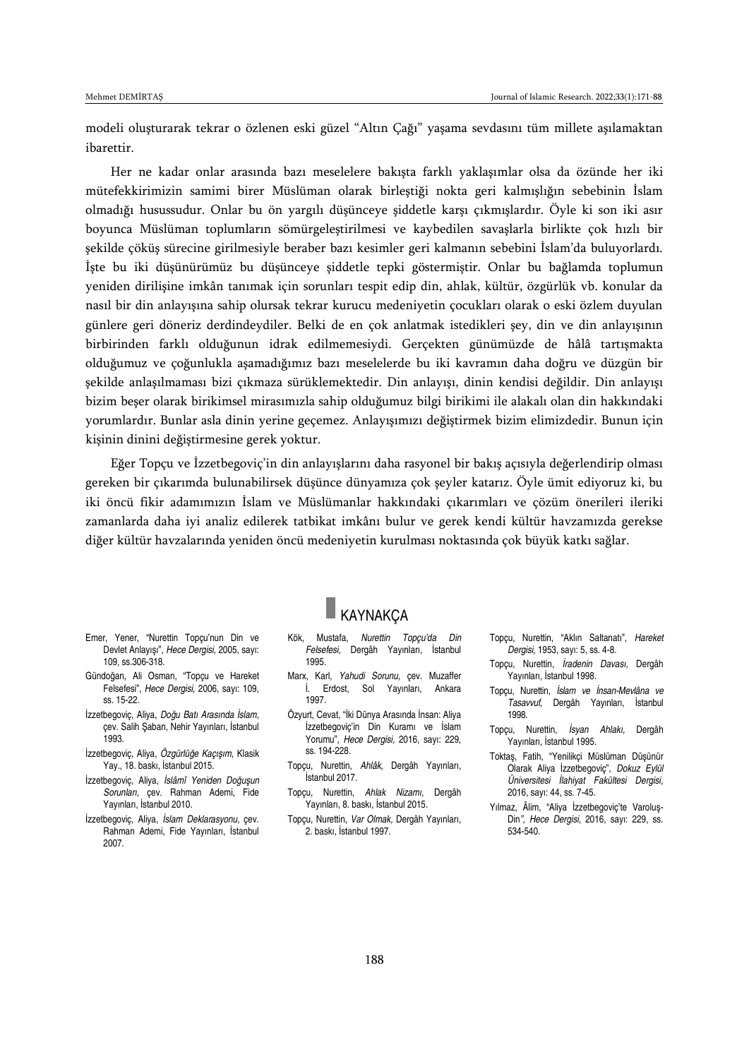modeli oluşturarak tekrar o özlenen eski güzel "Altın Çağı" yaşama sevdasını tüm millete aşılamaktan ibarettir.

Her ne kadar onlar arasında bazı meselelere bakışta farklı yaklaşımlar olsa da özünde her iki mütefekkirimizin samimi birer Müslüman olarak birleştiği nokta geri kalmışlığın sebebinin İslam olmadığı hususudur. Onlar bu ön yargılı düşünceye şiddetle karşı çıkmışlardır. Öyle ki son iki asır boyunca Müslüman toplumların sömürgeleştirilmesi ve kaybedilen savaşlarla birlikte çok hızlı bir şekilde çöküş sürecine girilmesiyle beraber bazı kesimler geri kalmanın sebebini İslam'da buluyorlardı. İşte bu iki düşünürümüz bu düşünceye şiddetle tepki göstermiştir. Onlar bu bağlamda toplumun yeniden dirilişine imkân tanımak için sorunları tespit edip din, ahlak, kültür, özgürlük vb. konular da nasıl bir din anlayışına sahip olursak tekrar kurucu medeniyetin çocukları olarak o eski özlem duyulan günlere geri döneriz derdindeydiler. Belki de en çok anlatmak istedikleri şey, din ve din anlayışının birbirinden farklı olduğunun idrak edilmemesiydi. Gerçekten günümüzde de hâlâ tartışmakta olduğumuz ve çoğunlukla aşamadığımız bazı meselelerde bu iki kavramın daha doğru ve düzgün bir şekilde anlaşılmaması bizi çıkmaza sürüklemektedir. Din anlayışı, dinin kendisi değildir. Din anlayışı bizim beşer olarak birikimsel mirasımızla sahip olduğumuz bilgi birikimi ile alakalı olan din hakkındaki yorumlardır. Bunlar asla dinin yerine geçemez. Anlayışımızı değiştirmek bizim elimizdedir. Bunun için kişinin dinini değiştirmesine gerek yoktur.

Eğer Topçu ve İzzetbegoviç'in din anlayışlarını daha rasyonel bir bakış açısıyla değerlendirip olması gereken bir çıkarımda bulunabilirsek düşünce dünyamıza çok şeyler katarız. Öyle ümit ediyoruz ki, bu iki öncü fikir adamımızın İslam ve Müslümanlar hakkındaki çıkarımları ve çözüm önerileri ileriki zamanlarda daha iyi analiz edilerek tatbikat imkânı bulur ve gerek kendi kültür havzamızda gerekse diğer kültür havzalarında yeniden öncü medeniyetin kurulması noktasında çok büyük katkı sağlar.

## KAYNAKÇA

Emer, Yener, "Nurettin Topçu'nun Din ve Devlet Anlayışı", *Hece Dergisi*, 2005, sayı: 109, ss.306-318.

Gündoğan, Ali Osman, "Topçu ve Hareket Felsefesi", *Hece Dergisi*, 2006, sayı: 109, ss. 15-22.

İzzetbegoviç, Aliya, *Doğu Batı Arasında İslam*, çev. Salih Şaban, Nehir Yayınları, İstanbul 1993.

İzzetbegoviç, Aliya, *Özgürlüğe Kaçışım*, Klasik Yay., 18. baskı, İstanbul 2015.

İzzetbegoviç, Aliya, *İslâmî Yeniden Doğuşun Sorunları*, çev. Rahman Ademi, Fide Yayınları, İstanbul 2010.

İzzetbegoviç, Aliya, *İslam Deklarasyonu*, çev. Rahman Ademi, Fide Yayınları, İstanbul 2007.

Kök, Mustafa, *Nurettin Topçu'da Din Felsefesi*, Dergâh Yayınları, İstanbul 1995.

Marx, Karl, *Yahudi Sorunu*, çev. Muzaffer İ. Erdost, Sol Yayınları, Ankara 1997.

Özyurt, Cevat, "İki Dünya Arasında İnsan: Aliya İzzetbegoviç'in Din Kuramı ve İslam Yorumu", *Hece Dergisi*, 2016, sayı: 229, ss. 194-228.

Topçu, Nurettin, *Ahlâk*, Dergâh Yayınları, İstanbul 2017.

Topçu, Nurettin, *Ahlak Nizamı*, Dergâh Yayınları, 8. baskı, İstanbul 2015.

Topçu, Nurettin, *Var Olmak*, Dergâh Yayınları, 2. baskı, İstanbul 1997.

Topçu, Nurettin, "Aklın Saltanatı", *Hareket Dergisi*, 1953, sayı: 5, ss. 4-8.

Topçu, Nurettin, *İradenin Davası*, Dergâh Yayınları, İstanbul 1998.

Topçu, Nurettin, *İslam ve İnsan-Mevlâna ve Tasavvuf*, Dergâh Yayınları, İstanbul 1998.

Topçu, Nurettin, *İsyan Ahlakı*, Dergâh Yayınları, İstanbul 1995.

Toktaş, Fatih, "Yenilikçi Müslüman Düşünür Olarak Aliya İzzetbegoviç", *Dokuz Eylül Üniversitesi İlahiyat Fakültesi Dergisi*, 2016, sayı: 44, ss. 7-45.

Yılmaz, Âlim, "Aliya İzzetbegoviç'te Varoluş-Din", *Hece Dergisi*, 2016, sayı: 229, ss. 534-540.